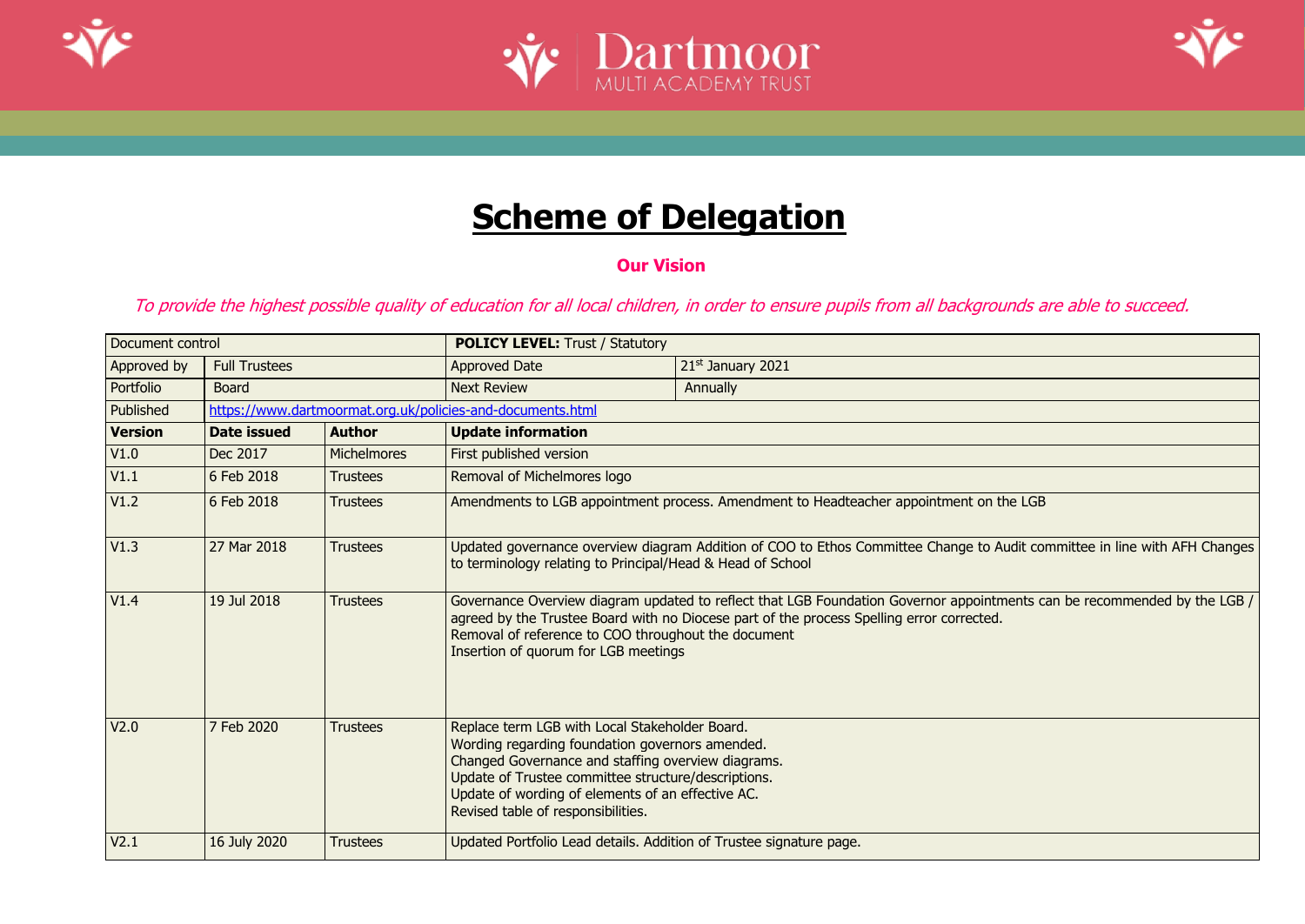# Scheme of Delegation

**Our Vision**

*To provide the highest possible quality of education for all local children, in order to ensure pupils from all backgrounds are able to succeed.*

| Document control | | | **POLICY LEVEL:** Trust / Statutory | |
|---|---|---|---|---|
| Approved by | Full Trustees | | Approved Date | 21st January 2021 |
| Portfolio | Board | | Next Review | Annually |
| Published | https://www.dartmoormat.org.uk/policies-and-documents.html | | | |
| **Version** | **Date issued** | **Author** | **Update information** | |
| V1.0 | Dec 2017 | Michelmores | First published version | |
| V1.1 | 6 Feb 2018 | Trustees | Removal of Michelmores logo | |
| V1.2 | 6 Feb 2018 | Trustees | Amendments to LGB appointment process. Amendment to Headteacher appointment on the LGB | |
| V1.3 | 27 Mar 2018 | Trustees | Updated governance overview diagram Addition of COO to Ethos Committee Change to Audit committee in line with AFH Changes to terminology relating to Principal/Head & Head of School | |
| V1.4 | 19 Jul 2018 | Trustees | Governance Overview diagram updated to reflect that LGB Foundation Governor appointments can be recommended by the LGB / agreed by the Trustee Board with no Diocese part of the process Spelling error corrected.<br>Removal of reference to COO throughout the document<br>Insertion of quorum for LGB meetings | |
| V2.0 | 7 Feb 2020 | Trustees | Replace term LGB with Local Stakeholder Board.<br>Wording regarding foundation governors amended.<br>Changed Governance and staffing overview diagrams.<br>Update of Trustee committee structure/descriptions.<br>Update of wording of elements of an effective AC.<br>Revised table of responsibilities. | |
| V2.1 | 16 July 2020 | Trustees | Updated Portfolio Lead details. Addition of Trustee signature page. | |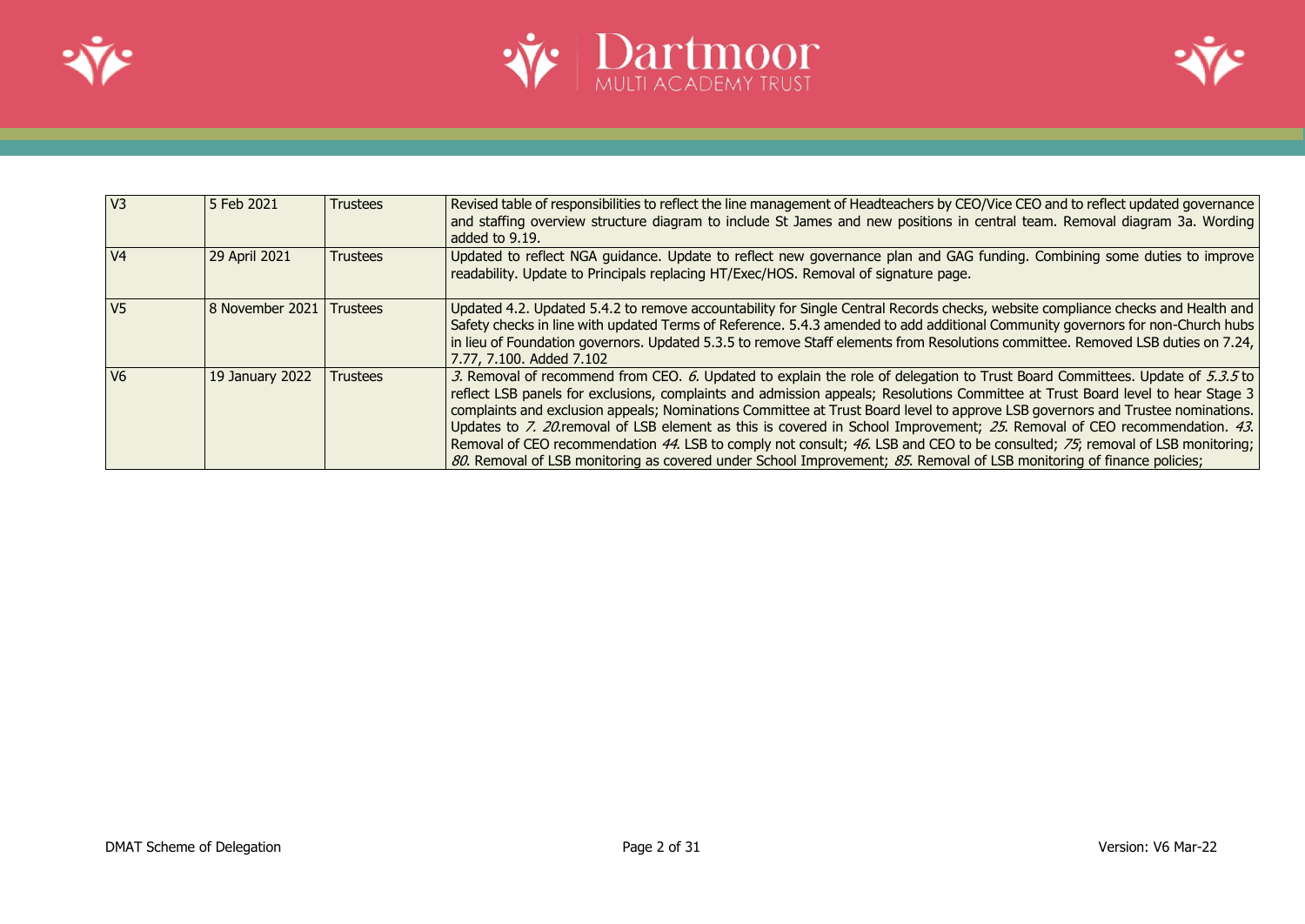| | | | |
|---|---|---|---|
| V3 | 5 Feb 2021 | Trustees | Revised table of responsibilities to reflect the line management of Headteachers by CEO/Vice CEO and to reflect updated governance and staffing overview structure diagram to include St James and new positions in central team. Removal diagram 3a. Wording added to 9.19. |
| V4 | 29 April 2021 | Trustees | Updated to reflect NGA guidance. Update to reflect new governance plan and GAG funding. Combining some duties to improve readability. Update to Principals replacing HT/Exec/HOS. Removal of signature page. |
| V5 | 8 November 2021 | Trustees | Updated 4.2. Updated 5.4.2 to remove accountability for Single Central Records checks, website compliance checks and Health and Safety checks in line with updated Terms of Reference. 5.4.3 amended to add additional Community governors for non-Church hubs in lieu of Foundation governors. Updated 5.3.5 to remove Staff elements from Resolutions committee. Removed LSB duties on 7.24, 7.77, 7.100. Added 7.102 |
| V6 | 19 January 2022 | Trustees | *3.* Removal of recommend from CEO. *6.* Updated to explain the role of delegation to Trust Board Committees. Update of *5.3.5* to reflect LSB panels for exclusions, complaints and admission appeals; Resolutions Committee at Trust Board level to hear Stage 3 complaints and exclusion appeals; Nominations Committee at Trust Board level to approve LSB governors and Trustee nominations. Updates to *7. 20.*removal of LSB element as this is covered in School Improvement; *25.* Removal of CEO recommendation. *43.* Removal of CEO recommendation *44.* LSB to comply not consult; *46.* LSB and CEO to be consulted; *75*; removal of LSB monitoring; *80.* Removal of LSB monitoring as covered under School Improvement; *85.* Removal of LSB monitoring of finance policies; |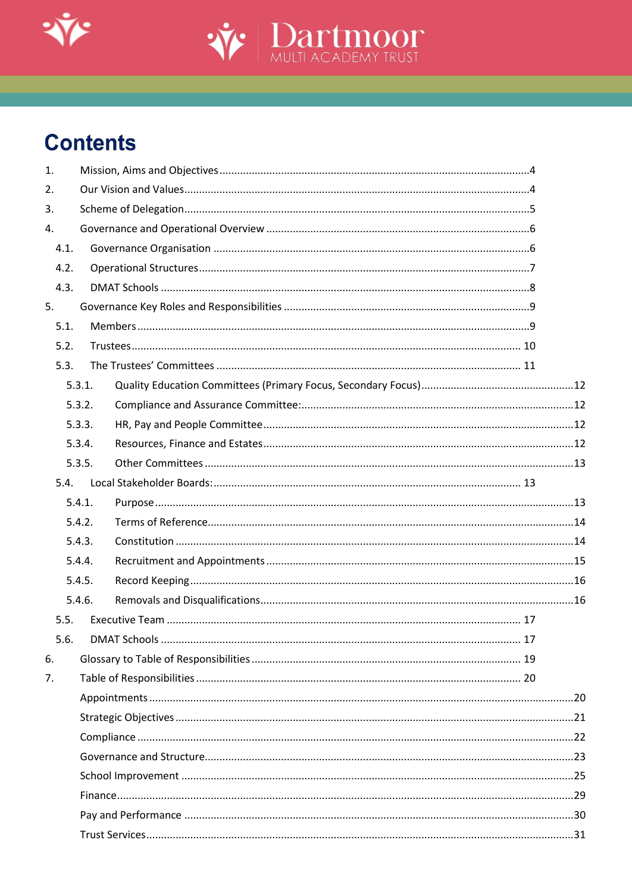# Contents

1. Mission, Aims and Objectives ........ 4
2. Our Vision and Values ........ 4
3. Scheme of Delegation ........ 5
4. Governance and Operational Overview ........ 6
   - 4.1. Governance Organisation ........ 6
   - 4.2. Operational Structures ........ 7
   - 4.3. DMAT Schools ........ 8
5. Governance Key Roles and Responsibilities ........ 9
   - 5.1. Members ........ 9
   - 5.2. Trustees ........ 10
   - 5.3. The Trustees' Committees ........ 11
     - 5.3.1. Quality Education Committees (Primary Focus, Secondary Focus) ........ 12
     - 5.3.2. Compliance and Assurance Committee: ........ 12
     - 5.3.3. HR, Pay and People Committee ........ 12
     - 5.3.4. Resources, Finance and Estates ........ 12
     - 5.3.5. Other Committees ........ 13
   - 5.4. Local Stakeholder Boards: ........ 13
     - 5.4.1. Purpose ........ 13
     - 5.4.2. Terms of Reference ........ 14
     - 5.4.3. Constitution ........ 14
     - 5.4.4. Recruitment and Appointments ........ 15
     - 5.4.5. Record Keeping ........ 16
     - 5.4.6. Removals and Disqualifications ........ 16
   - 5.5. Executive Team ........ 17
   - 5.6. DMAT Schools ........ 17
6. Glossary to Table of Responsibilities ........ 19
7. Table of Responsibilities ........ 20
   - Appointments ........ 20
   - Strategic Objectives ........ 21
   - Compliance ........ 22
   - Governance and Structure ........ 23
   - School Improvement ........ 25
   - Finance ........ 29
   - Pay and Performance ........ 30
   - Trust Services ........ 31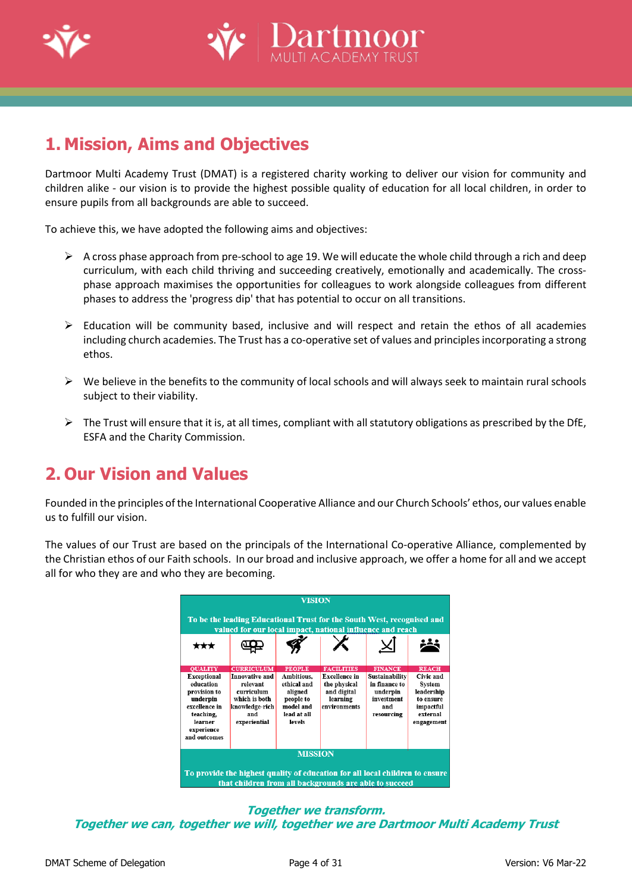## 1. Mission, Aims and Objectives

Dartmoor Multi Academy Trust (DMAT) is a registered charity working to deliver our vision for community and children alike - our vision is to provide the highest possible quality of education for all local children, in order to ensure pupils from all backgrounds are able to succeed.

To achieve this, we have adopted the following aims and objectives:

- A cross phase approach from pre-school to age 19. We will educate the whole child through a rich and deep curriculum, with each child thriving and succeeding creatively, emotionally and academically. The cross-phase approach maximises the opportunities for colleagues to work alongside colleagues from different phases to address the 'progress dip' that has potential to occur on all transitions.

- Education will be community based, inclusive and will respect and retain the ethos of all academies including church academies. The Trust has a co-operative set of values and principles incorporating a strong ethos.

- We believe in the benefits to the community of local schools and will always seek to maintain rural schools subject to their viability.

- The Trust will ensure that it is, at all times, compliant with all statutory obligations as prescribed by the DfE, ESFA and the Charity Commission.

## 2. Our Vision and Values

Founded in the principles of the International Cooperative Alliance and our Church Schools' ethos, our values enable us to fulfill our vision.

The values of our Trust are based on the principals of the International Co-operative Alliance, complemented by the Christian ethos of our Faith schools. In our broad and inclusive approach, we offer a home for all and we accept all for who they are and who they are becoming.

| VISION | | | | | |
|---|---|---|---|---|---|
| To be the leading Educational Trust for the South West, recognised and valued for our local impact, national influence and reach | | | | | |
| QUALITY | CURRICULUM | PEOPLE | FACILITIES | FINANCE | REACH |
| Exceptional education provision to underpin excellence in teaching, learner experience and outcomes | Innovative and relevant curriculum which is both knowledge-rich and experiential | Ambitious, ethical and aligned people to model and lead at all levels | Excellence in the physical and digital learning environments | Sustainability in finance to underpin investment and resourcing | Civic and System leadership to ensure impactful external engagement |
| MISSION | | | | | |
| To provide the highest quality of education for all local children to ensure that children from all backgrounds are able to succeed | | | | | |

***Together we transform.***
***Together we can, together we will, together we are Dartmoor Multi Academy Trust***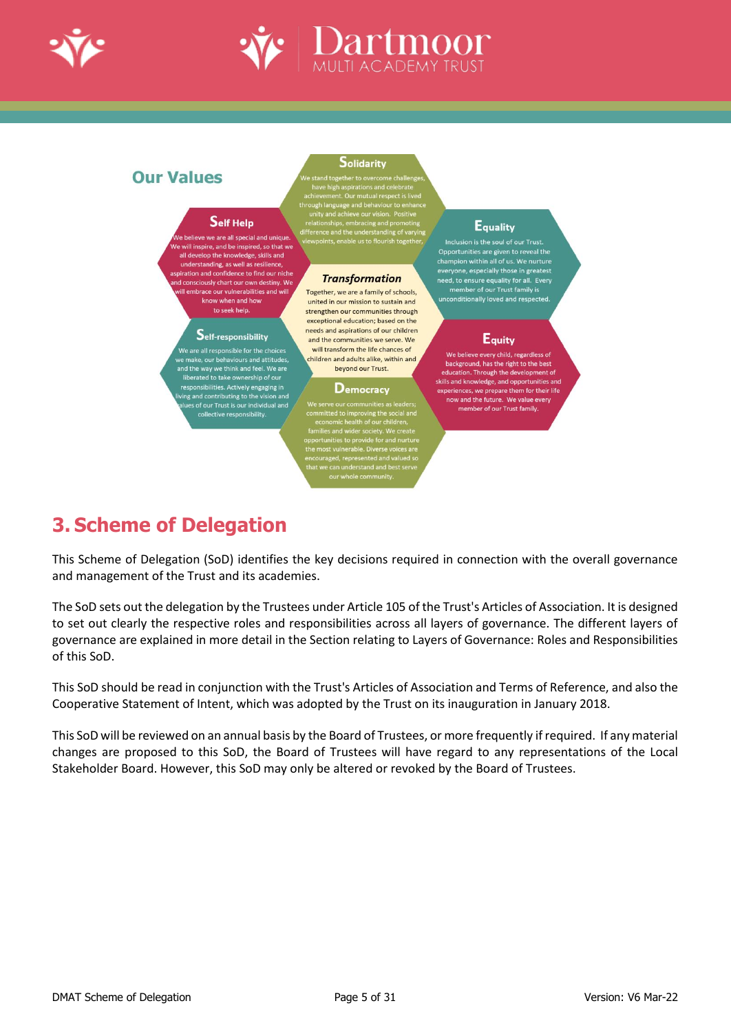## Our Values

### Solidarity

We stand together to overcome challenges, have high aspirations and celebrate achievement. Our mutual respect is lived through language and behaviour to enhance unity and achieve our vision. Positive relationships, embracing and promoting difference and the understanding of varying viewpoints, enable us to flourish together.

### Self Help

We believe we are all special and unique. We will inspire, and be inspired, so that we all develop the knowledge, skills and understanding, as well as resilience, aspiration and confidence to find our niche and consciously chart our own destiny. We will embrace our vulnerabilities and will know when and how to seek help.

### Equality

Inclusion is the soul of our Trust. Opportunities are given to reveal the champion within all of us. We nurture everyone, especially those in greatest need, to ensure equality for all. Every member of our Trust family is unconditionally loved and respected.

### *Transformation*

Together, we are a family of schools, united in our mission to sustain and strengthen our communities through exceptional education; based on the needs and aspirations of our children and the communities we serve. We will transform the life chances of children and adults alike, within and beyond our Trust.

### Self-responsibility

We are all responsible for the choices we make, our behaviours and attitudes, and the way we think and feel. We are liberated to take ownership of our responsibilities. Actively engaging in living and contributing to the vision and values of our Trust is our individual and collective responsibility.

### Equity

We believe every child, regardless of background, has the right to the best education. Through the development of skills and knowledge, and opportunities and experiences, we prepare them for their life now and the future. We value every member of our Trust family.

### Democracy

We serve our communities as leaders; committed to improving the social and economic health of our children, families and wider society. We create opportunities to provide for and nurture the most vulnerable. Diverse voices are encouraged, represented and valued so that we can understand and best serve our whole community.

# 3. Scheme of Delegation

This Scheme of Delegation (SoD) identifies the key decisions required in connection with the overall governance and management of the Trust and its academies.

The SoD sets out the delegation by the Trustees under Article 105 of the Trust's Articles of Association. It is designed to set out clearly the respective roles and responsibilities across all layers of governance. The different layers of governance are explained in more detail in the Section relating to Layers of Governance: Roles and Responsibilities of this SoD.

This SoD should be read in conjunction with the Trust's Articles of Association and Terms of Reference, and also the Cooperative Statement of Intent, which was adopted by the Trust on its inauguration in January 2018.

This SoD will be reviewed on an annual basis by the Board of Trustees, or more frequently if required. If any material changes are proposed to this SoD, the Board of Trustees will have regard to any representations of the Local Stakeholder Board. However, this SoD may only be altered or revoked by the Board of Trustees.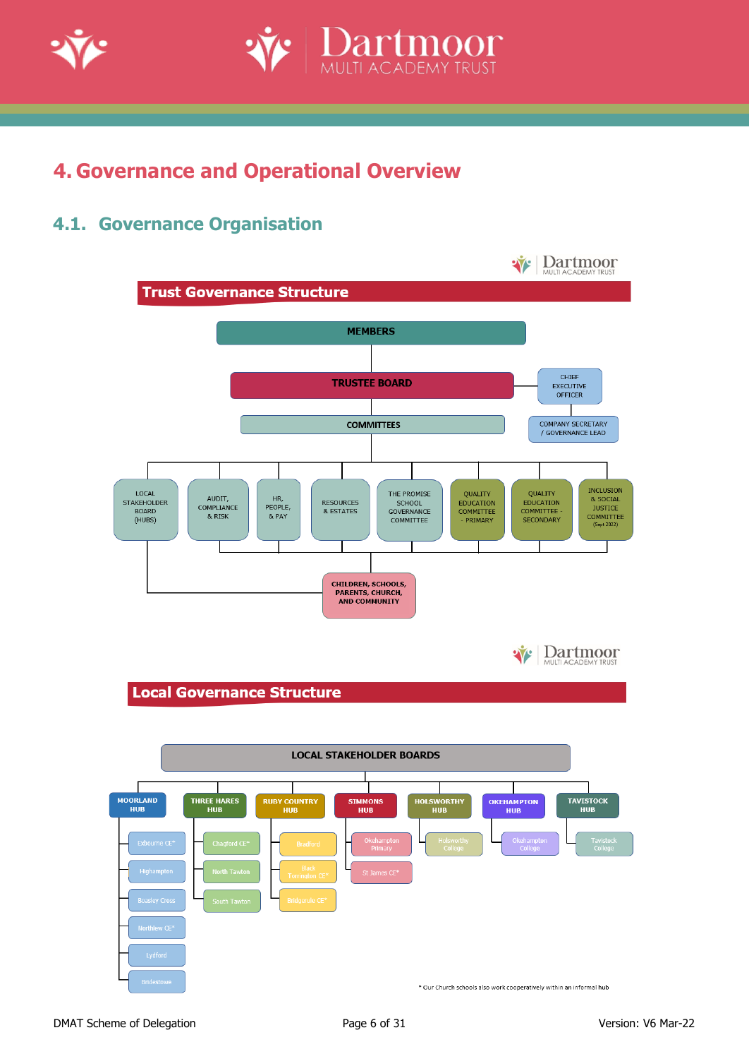# 4. Governance and Operational Overview

## 4.1. Governance Organisation

### Trust Governance Structure

- MEMBERS
  - TRUSTEE BOARD
    - CHIEF EXECUTIVE OFFICER
    - COMPANY SECRETARY / GOVERNANCE LEAD
    - COMMITTEES
      - LOCAL STAKEHOLDER BOARD (HUBS)
      - AUDIT, COMPLIANCE & RISK
      - HR, PEOPLE, & PAY
      - RESOURCES & ESTATES
      - THE PROMISE SCHOOL GOVERNANCE COMMITTEE
      - QUALITY EDUCATION COMMITTEE - PRIMARY
      - QUALITY EDUCATION COMMITTEE - SECONDARY
      - INCLUSION & SOCIAL JUSTICE COMMITTEE (Sept 2022)

CHILDREN, SCHOOLS, PARENTS, CHURCH, AND COMMUNITY

### Local Governance Structure

LOCAL STAKEHOLDER BOARDS

| MOORLAND HUB | THREE HARES HUB | RUBY COUNTRY HUB | SIMMONS HUB | HOLSWORTHY HUB | OKEHAMPTON HUB | TAVISTOCK HUB |
|---|---|---|---|---|---|---|
| Exbourne CE* | Chagford CE* | Bradford | Okehampton Primary | Holsworthy College | Okehampton College | Tavistock College |
| Highampton | North Tawton | Black Torrington CE* | St James CE* | | | |
| Boasley Cross | South Tawton | Bridgerule CE* | | | | |
| Northlew CE* | | | | | | |
| Lydford | | | | | | |
| Bridestowe | | | | | | |

\* Our Church schools also work cooperatively within an informal hub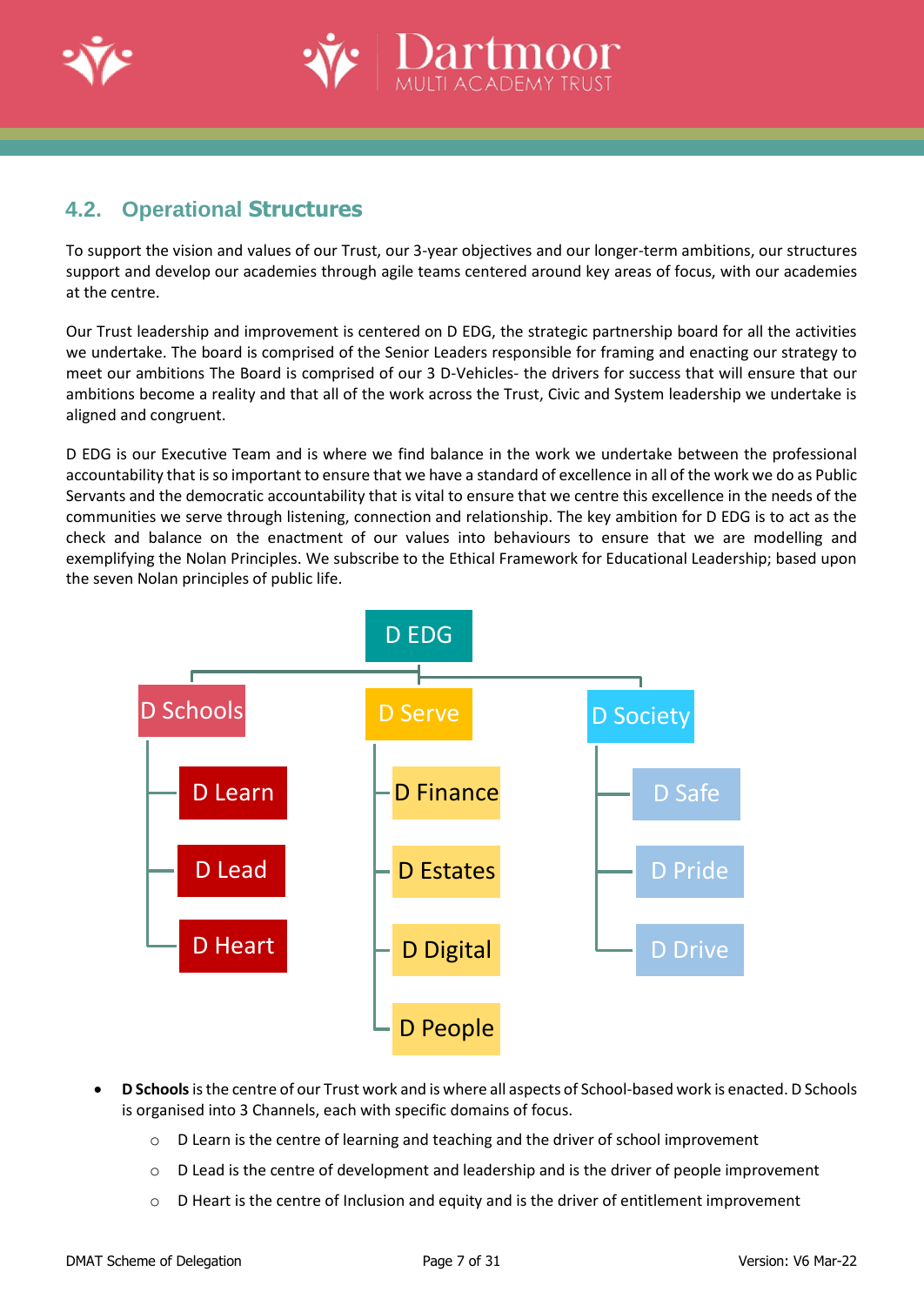## 4.2. Operational Structures

To support the vision and values of our Trust, our 3-year objectives and our longer-term ambitions, our structures support and develop our academies through agile teams centered around key areas of focus, with our academies at the centre.

Our Trust leadership and improvement is centered on D EDG, the strategic partnership board for all the activities we undertake. The board is comprised of the Senior Leaders responsible for framing and enacting our strategy to meet our ambitions The Board is comprised of our 3 D-Vehicles- the drivers for success that will ensure that our ambitions become a reality and that all of the work across the Trust, Civic and System leadership we undertake is aligned and congruent.

D EDG is our Executive Team and is where we find balance in the work we undertake between the professional accountability that is so important to ensure that we have a standard of excellence in all of the work we do as Public Servants and the democratic accountability that is vital to ensure that we centre this excellence in the needs of the communities we serve through listening, connection and relationship. The key ambition for D EDG is to act as the check and balance on the enactment of our values into behaviours to ensure that we are modelling and exemplifying the Nolan Principles. We subscribe to the Ethical Framework for Educational Leadership; based upon the seven Nolan principles of public life.

- D EDG
  - D Schools
    - D Learn
    - D Lead
    - D Heart
  - D Serve
    - D Finance
    - D Estates
    - D Digital
    - D People
  - D Society
    - D Safe
    - D Pride
    - D Drive

- **D Schools** is the centre of our Trust work and is where all aspects of School-based work is enacted. D Schools is organised into 3 Channels, each with specific domains of focus.
  - D Learn is the centre of learning and teaching and the driver of school improvement
  - D Lead is the centre of development and leadership and is the driver of people improvement
  - D Heart is the centre of Inclusion and equity and is the driver of entitlement improvement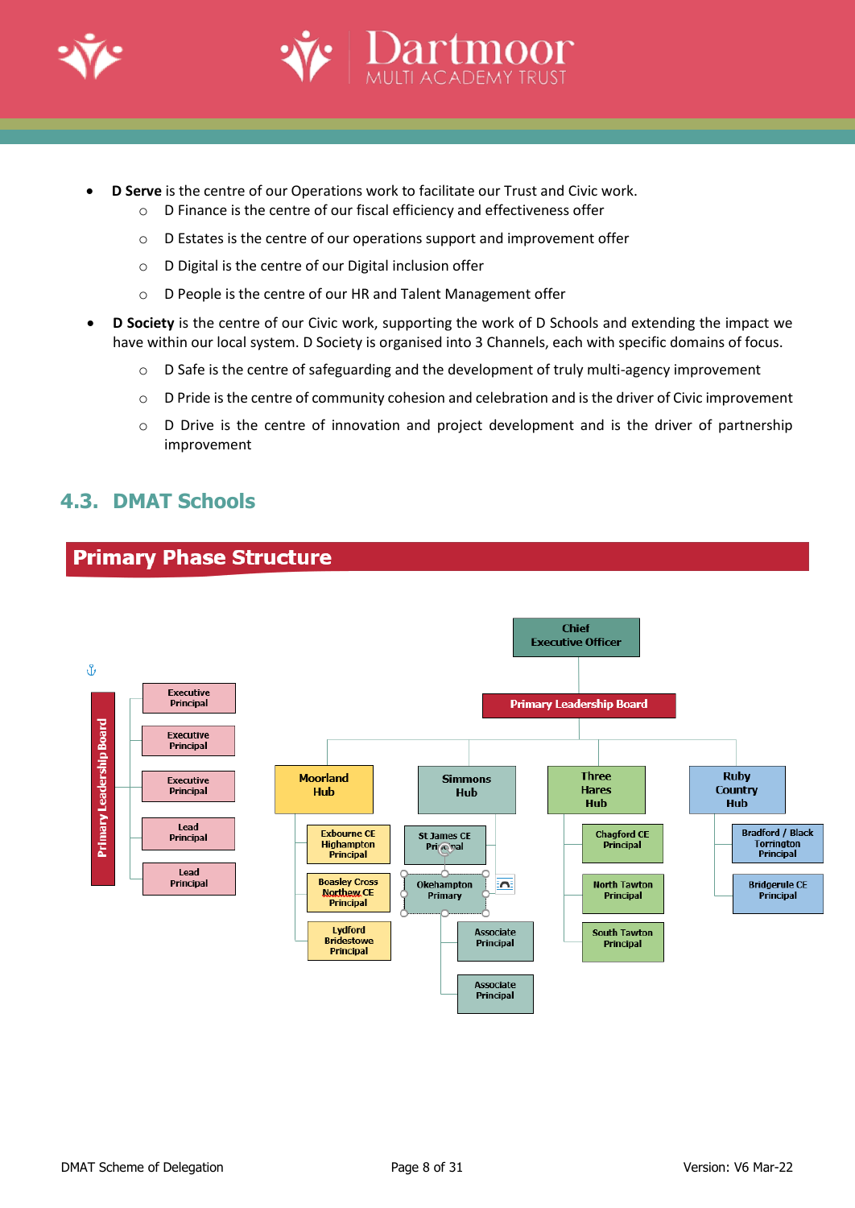- **D Serve** is the centre of our Operations work to facilitate our Trust and Civic work.
  - D Finance is the centre of our fiscal efficiency and effectiveness offer
  - D Estates is the centre of our operations support and improvement offer
  - D Digital is the centre of our Digital inclusion offer
  - D People is the centre of our HR and Talent Management offer
- **D Society** is the centre of our Civic work, supporting the work of D Schools and extending the impact we have within our local system. D Society is organised into 3 Channels, each with specific domains of focus.
  - D Safe is the centre of safeguarding and the development of truly multi-agency improvement
  - D Pride is the centre of community cohesion and celebration and is the driver of Civic improvement
  - D Drive is the centre of innovation and project development and is the driver of partnership improvement

## 4.3. DMAT Schools

## Primary Phase Structure

Primary Leadership Board
- Executive Principal
- Executive Principal
- Executive Principal
- Lead Principal
- Lead Principal

Chief Executive Officer
- Primary Leadership Board
  - Moorland Hub
    - Exbourne CE Highampton Principal
    - Boasley Cross Northlew CE Principal
    - Lydford Bridestowe Principal
  - Simmons Hub
    - St James CE Principal
    - Okehampton Primary
      - Associate Principal
      - Associate Principal
  - Three Hares Hub
    - Chagford CE Principal
    - North Tawton Principal
    - South Tawton Principal
  - Ruby Country Hub
    - Bradford / Black Torrington Principal
    - Bridgerule CE Principal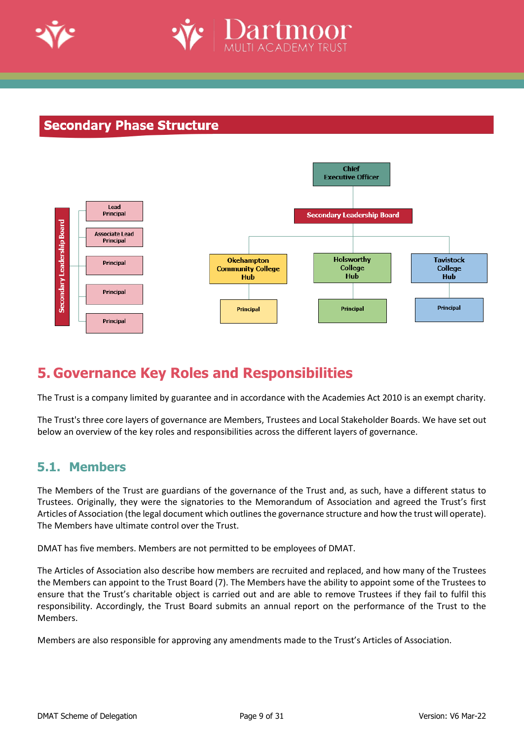## Secondary Phase Structure

Secondary Leadership Board

- Lead Principal
- Associate Lead Principal
- Principal
- Principal
- Principal

Chief Executive Officer

Secondary Leadership Board

| Okehampton Community College Hub | Holsworthy College Hub | Tavistock College Hub |
| --- | --- | --- |
| Principal | Principal | Principal |

# 5. Governance Key Roles and Responsibilities

The Trust is a company limited by guarantee and in accordance with the Academies Act 2010 is an exempt charity.

The Trust's three core layers of governance are Members, Trustees and Local Stakeholder Boards. We have set out below an overview of the key roles and responsibilities across the different layers of governance.

## 5.1. Members

The Members of the Trust are guardians of the governance of the Trust and, as such, have a different status to Trustees. Originally, they were the signatories to the Memorandum of Association and agreed the Trust's first Articles of Association (the legal document which outlines the governance structure and how the trust will operate). The Members have ultimate control over the Trust.

DMAT has five members. Members are not permitted to be employees of DMAT.

The Articles of Association also describe how members are recruited and replaced, and how many of the Trustees the Members can appoint to the Trust Board (7). The Members have the ability to appoint some of the Trustees to ensure that the Trust's charitable object is carried out and are able to remove Trustees if they fail to fulfil this responsibility. Accordingly, the Trust Board submits an annual report on the performance of the Trust to the Members.

Members are also responsible for approving any amendments made to the Trust's Articles of Association.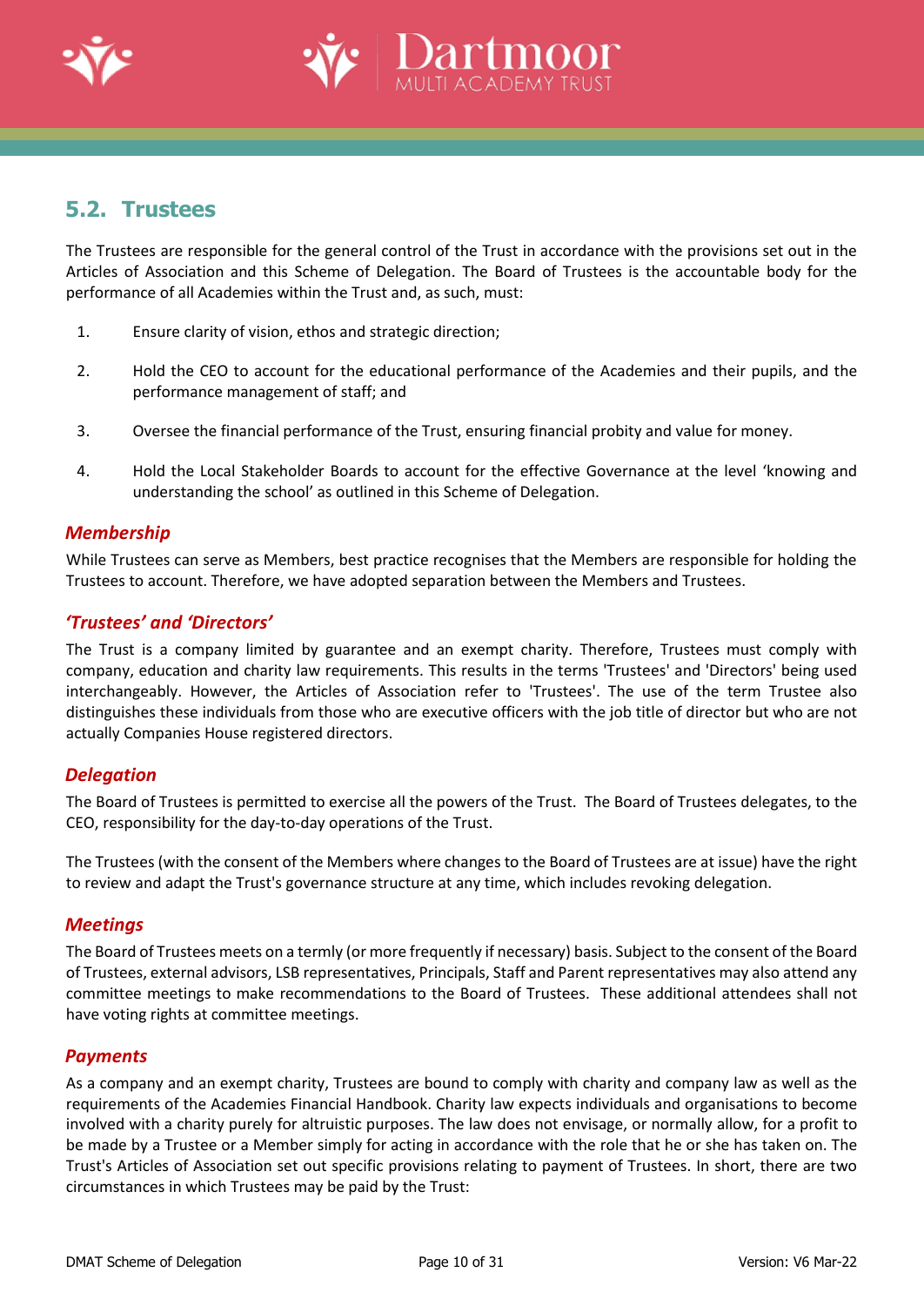## 5.2. Trustees

The Trustees are responsible for the general control of the Trust in accordance with the provisions set out in the Articles of Association and this Scheme of Delegation. The Board of Trustees is the accountable body for the performance of all Academies within the Trust and, as such, must:

1. Ensure clarity of vision, ethos and strategic direction;
2. Hold the CEO to account for the educational performance of the Academies and their pupils, and the performance management of staff; and
3. Oversee the financial performance of the Trust, ensuring financial probity and value for money.
4. Hold the Local Stakeholder Boards to account for the effective Governance at the level 'knowing and understanding the school' as outlined in this Scheme of Delegation.

### *Membership*

While Trustees can serve as Members, best practice recognises that the Members are responsible for holding the Trustees to account. Therefore, we have adopted separation between the Members and Trustees.

### *'Trustees' and 'Directors'*

The Trust is a company limited by guarantee and an exempt charity. Therefore, Trustees must comply with company, education and charity law requirements. This results in the terms 'Trustees' and 'Directors' being used interchangeably. However, the Articles of Association refer to 'Trustees'. The use of the term Trustee also distinguishes these individuals from those who are executive officers with the job title of director but who are not actually Companies House registered directors.

### *Delegation*

The Board of Trustees is permitted to exercise all the powers of the Trust. The Board of Trustees delegates, to the CEO, responsibility for the day-to-day operations of the Trust.

The Trustees (with the consent of the Members where changes to the Board of Trustees are at issue) have the right to review and adapt the Trust's governance structure at any time, which includes revoking delegation.

### *Meetings*

The Board of Trustees meets on a termly (or more frequently if necessary) basis. Subject to the consent of the Board of Trustees, external advisors, LSB representatives, Principals, Staff and Parent representatives may also attend any committee meetings to make recommendations to the Board of Trustees. These additional attendees shall not have voting rights at committee meetings.

### *Payments*

As a company and an exempt charity, Trustees are bound to comply with charity and company law as well as the requirements of the Academies Financial Handbook. Charity law expects individuals and organisations to become involved with a charity purely for altruistic purposes. The law does not envisage, or normally allow, for a profit to be made by a Trustee or a Member simply for acting in accordance with the role that he or she has taken on. The Trust's Articles of Association set out specific provisions relating to payment of Trustees. In short, there are two circumstances in which Trustees may be paid by the Trust: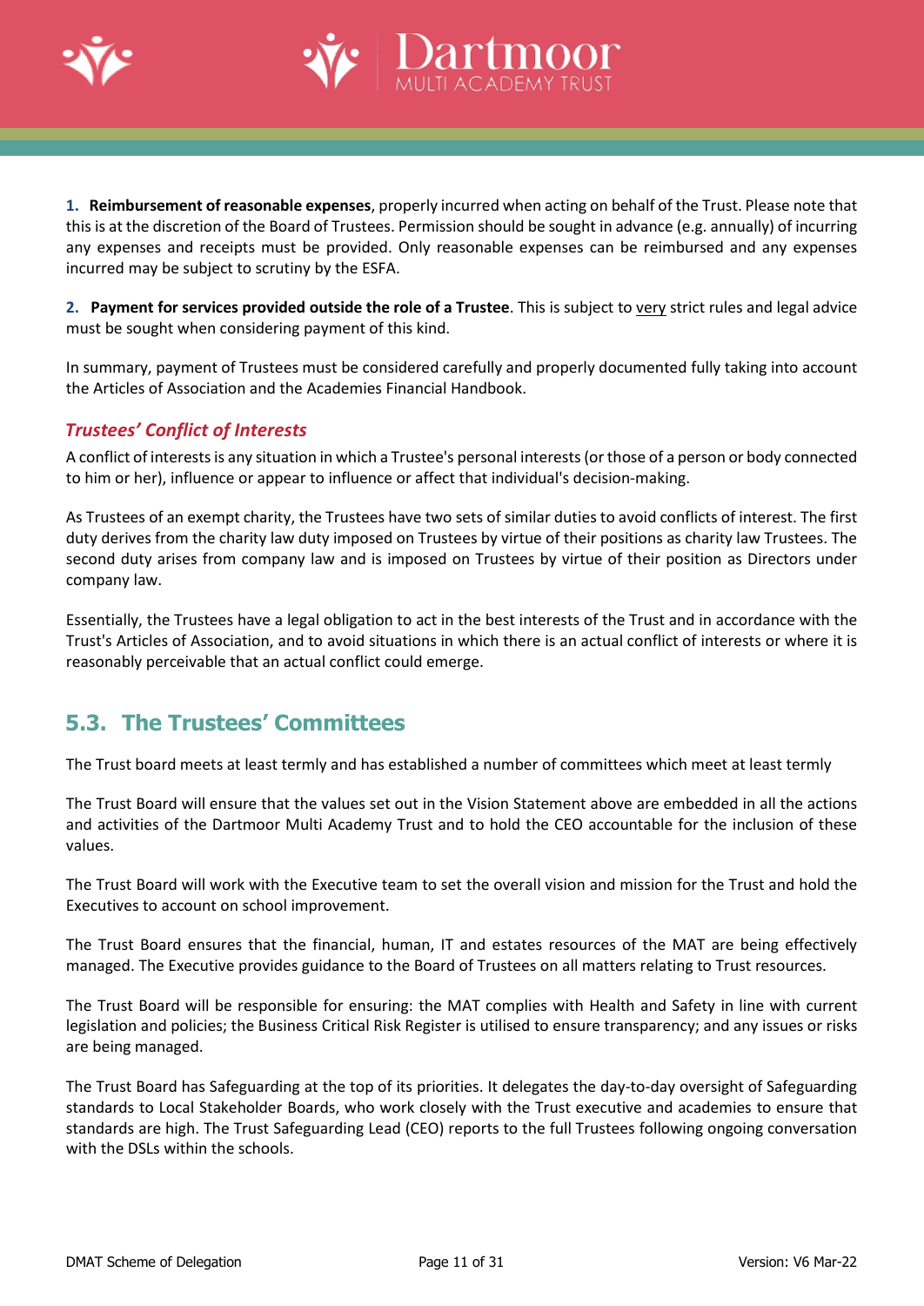1. **Reimbursement of reasonable expenses**, properly incurred when acting on behalf of the Trust. Please note that this is at the discretion of the Board of Trustees. Permission should be sought in advance (e.g. annually) of incurring any expenses and receipts must be provided. Only reasonable expenses can be reimbursed and any expenses incurred may be subject to scrutiny by the ESFA.

2. **Payment for services provided outside the role of a Trustee**. This is subject to very strict rules and legal advice must be sought when considering payment of this kind.

In summary, payment of Trustees must be considered carefully and properly documented fully taking into account the Articles of Association and the Academies Financial Handbook.

### *Trustees' Conflict of Interests*

A conflict of interests is any situation in which a Trustee's personal interests (or those of a person or body connected to him or her), influence or appear to influence or affect that individual's decision-making.

As Trustees of an exempt charity, the Trustees have two sets of similar duties to avoid conflicts of interest. The first duty derives from the charity law duty imposed on Trustees by virtue of their positions as charity law Trustees. The second duty arises from company law and is imposed on Trustees by virtue of their position as Directors under company law.

Essentially, the Trustees have a legal obligation to act in the best interests of the Trust and in accordance with the Trust's Articles of Association, and to avoid situations in which there is an actual conflict of interests or where it is reasonably perceivable that an actual conflict could emerge.

## 5.3. The Trustees' Committees

The Trust board meets at least termly and has established a number of committees which meet at least termly

The Trust Board will ensure that the values set out in the Vision Statement above are embedded in all the actions and activities of the Dartmoor Multi Academy Trust and to hold the CEO accountable for the inclusion of these values.

The Trust Board will work with the Executive team to set the overall vision and mission for the Trust and hold the Executives to account on school improvement.

The Trust Board ensures that the financial, human, IT and estates resources of the MAT are being effectively managed. The Executive provides guidance to the Board of Trustees on all matters relating to Trust resources.

The Trust Board will be responsible for ensuring: the MAT complies with Health and Safety in line with current legislation and policies; the Business Critical Risk Register is utilised to ensure transparency; and any issues or risks are being managed.

The Trust Board has Safeguarding at the top of its priorities. It delegates the day-to-day oversight of Safeguarding standards to Local Stakeholder Boards, who work closely with the Trust executive and academies to ensure that standards are high. The Trust Safeguarding Lead (CEO) reports to the full Trustees following ongoing conversation with the DSLs within the schools.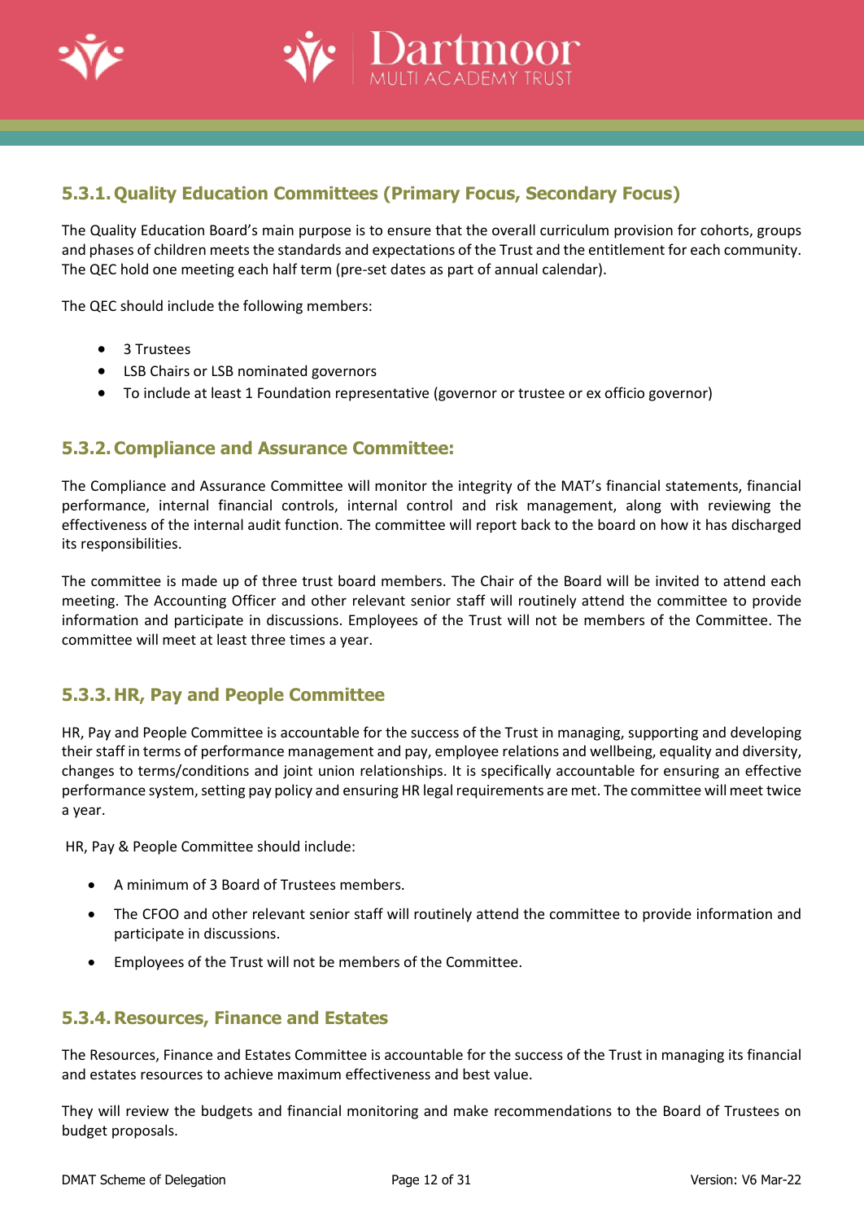### 5.3.1. Quality Education Committees (Primary Focus, Secondary Focus)

The Quality Education Board's main purpose is to ensure that the overall curriculum provision for cohorts, groups and phases of children meets the standards and expectations of the Trust and the entitlement for each community. The QEC hold one meeting each half term (pre-set dates as part of annual calendar).

The QEC should include the following members:

- 3 Trustees
- LSB Chairs or LSB nominated governors
- To include at least 1 Foundation representative (governor or trustee or ex officio governor)

### 5.3.2. Compliance and Assurance Committee:

The Compliance and Assurance Committee will monitor the integrity of the MAT's financial statements, financial performance, internal financial controls, internal control and risk management, along with reviewing the effectiveness of the internal audit function. The committee will report back to the board on how it has discharged its responsibilities.

The committee is made up of three trust board members. The Chair of the Board will be invited to attend each meeting. The Accounting Officer and other relevant senior staff will routinely attend the committee to provide information and participate in discussions. Employees of the Trust will not be members of the Committee. The committee will meet at least three times a year.

### 5.3.3. HR, Pay and People Committee

HR, Pay and People Committee is accountable for the success of the Trust in managing, supporting and developing their staff in terms of performance management and pay, employee relations and wellbeing, equality and diversity, changes to terms/conditions and joint union relationships. It is specifically accountable for ensuring an effective performance system, setting pay policy and ensuring HR legal requirements are met. The committee will meet twice a year.

HR, Pay & People Committee should include:

- A minimum of 3 Board of Trustees members.
- The CFOO and other relevant senior staff will routinely attend the committee to provide information and participate in discussions.
- Employees of the Trust will not be members of the Committee.

### 5.3.4. Resources, Finance and Estates

The Resources, Finance and Estates Committee is accountable for the success of the Trust in managing its financial and estates resources to achieve maximum effectiveness and best value.

They will review the budgets and financial monitoring and make recommendations to the Board of Trustees on budget proposals.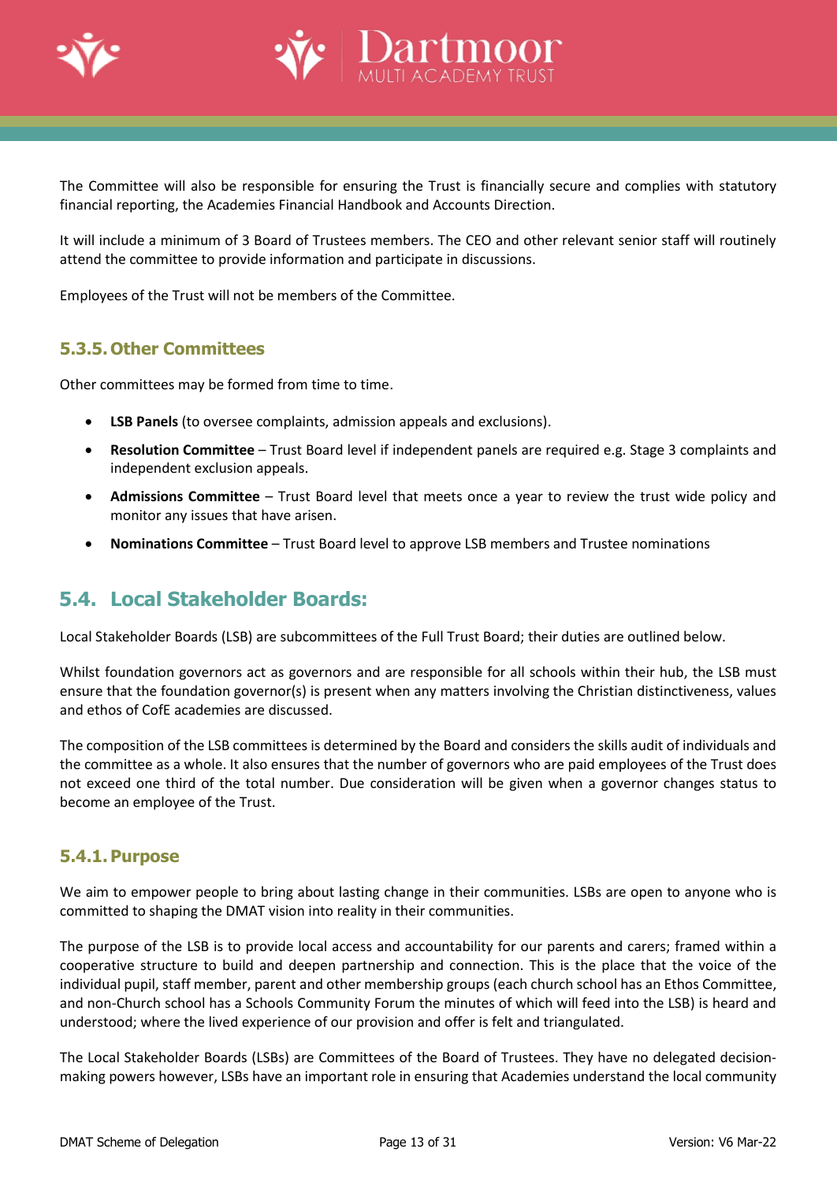The Committee will also be responsible for ensuring the Trust is financially secure and complies with statutory financial reporting, the Academies Financial Handbook and Accounts Direction.

It will include a minimum of 3 Board of Trustees members. The CEO and other relevant senior staff will routinely attend the committee to provide information and participate in discussions.

Employees of the Trust will not be members of the Committee.

### 5.3.5. Other Committees

Other committees may be formed from time to time.

- **LSB Panels** (to oversee complaints, admission appeals and exclusions).
- **Resolution Committee** – Trust Board level if independent panels are required e.g. Stage 3 complaints and independent exclusion appeals.
- **Admissions Committee** – Trust Board level that meets once a year to review the trust wide policy and monitor any issues that have arisen.
- **Nominations Committee** – Trust Board level to approve LSB members and Trustee nominations

## 5.4. Local Stakeholder Boards:

Local Stakeholder Boards (LSB) are subcommittees of the Full Trust Board; their duties are outlined below.

Whilst foundation governors act as governors and are responsible for all schools within their hub, the LSB must ensure that the foundation governor(s) is present when any matters involving the Christian distinctiveness, values and ethos of CofE academies are discussed.

The composition of the LSB committees is determined by the Board and considers the skills audit of individuals and the committee as a whole. It also ensures that the number of governors who are paid employees of the Trust does not exceed one third of the total number. Due consideration will be given when a governor changes status to become an employee of the Trust.

### 5.4.1. Purpose

We aim to empower people to bring about lasting change in their communities. LSBs are open to anyone who is committed to shaping the DMAT vision into reality in their communities.

The purpose of the LSB is to provide local access and accountability for our parents and carers; framed within a cooperative structure to build and deepen partnership and connection. This is the place that the voice of the individual pupil, staff member, parent and other membership groups (each church school has an Ethos Committee, and non-Church school has a Schools Community Forum the minutes of which will feed into the LSB) is heard and understood; where the lived experience of our provision and offer is felt and triangulated.

The Local Stakeholder Boards (LSBs) are Committees of the Board of Trustees. They have no delegated decision-making powers however, LSBs have an important role in ensuring that Academies understand the local community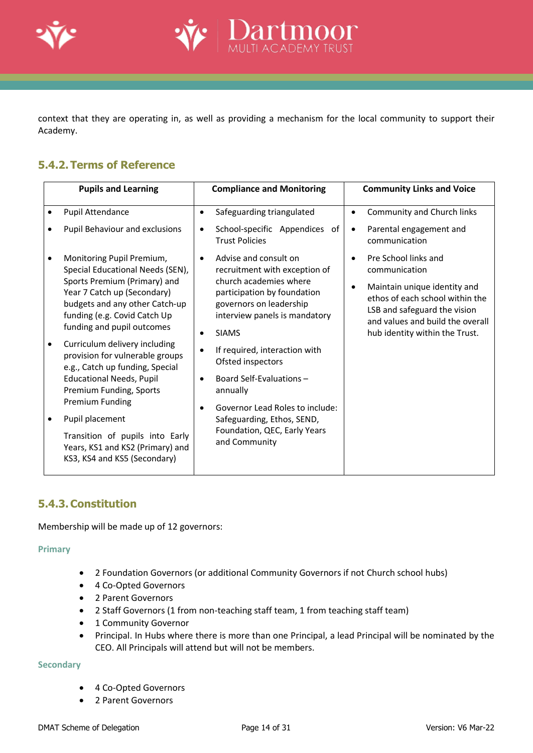context that they are operating in, as well as providing a mechanism for the local community to support their Academy.

### 5.4.2. Terms of Reference

| Pupils and Learning | Compliance and Monitoring | Community Links and Voice |
|---|---|---|
| • Pupil Attendance<br>• Pupil Behaviour and exclusions<br>• Monitoring Pupil Premium, Special Educational Needs (SEN), Sports Premium (Primary) and Year 7 Catch up (Secondary) budgets and any other Catch-up funding (e.g. Covid Catch Up funding and pupil outcomes<br>• Curriculum delivery including provision for vulnerable groups e.g., Catch up funding, Special Educational Needs, Pupil Premium Funding, Sports Premium Funding<br>• Pupil placement<br>Transition of pupils into Early Years, KS1 and KS2 (Primary) and KS3, KS4 and KS5 (Secondary) | • Safeguarding triangulated<br>• School-specific Appendices of Trust Policies<br>• Advise and consult on recruitment with exception of church academies where participation by foundation governors on leadership interview panels is mandatory<br>• SIAMS<br>• If required, interaction with Ofsted inspectors<br>• Board Self-Evaluations – annually<br>• Governor Lead Roles to include: Safeguarding, Ethos, SEND, Foundation, QEC, Early Years and Community | • Community and Church links<br>• Parental engagement and communication<br>• Pre School links and communication<br>• Maintain unique identity and ethos of each school within the LSB and safeguard the vision and values and build the overall hub identity within the Trust. |

### 5.4.3. Constitution

Membership will be made up of 12 governors:

#### Primary

- 2 Foundation Governors (or additional Community Governors if not Church school hubs)
- 4 Co-Opted Governors
- 2 Parent Governors
- 2 Staff Governors (1 from non-teaching staff team, 1 from teaching staff team)
- 1 Community Governor
- Principal. In Hubs where there is more than one Principal, a lead Principal will be nominated by the CEO. All Principals will attend but will not be members.

#### Secondary

- 4 Co-Opted Governors
- 2 Parent Governors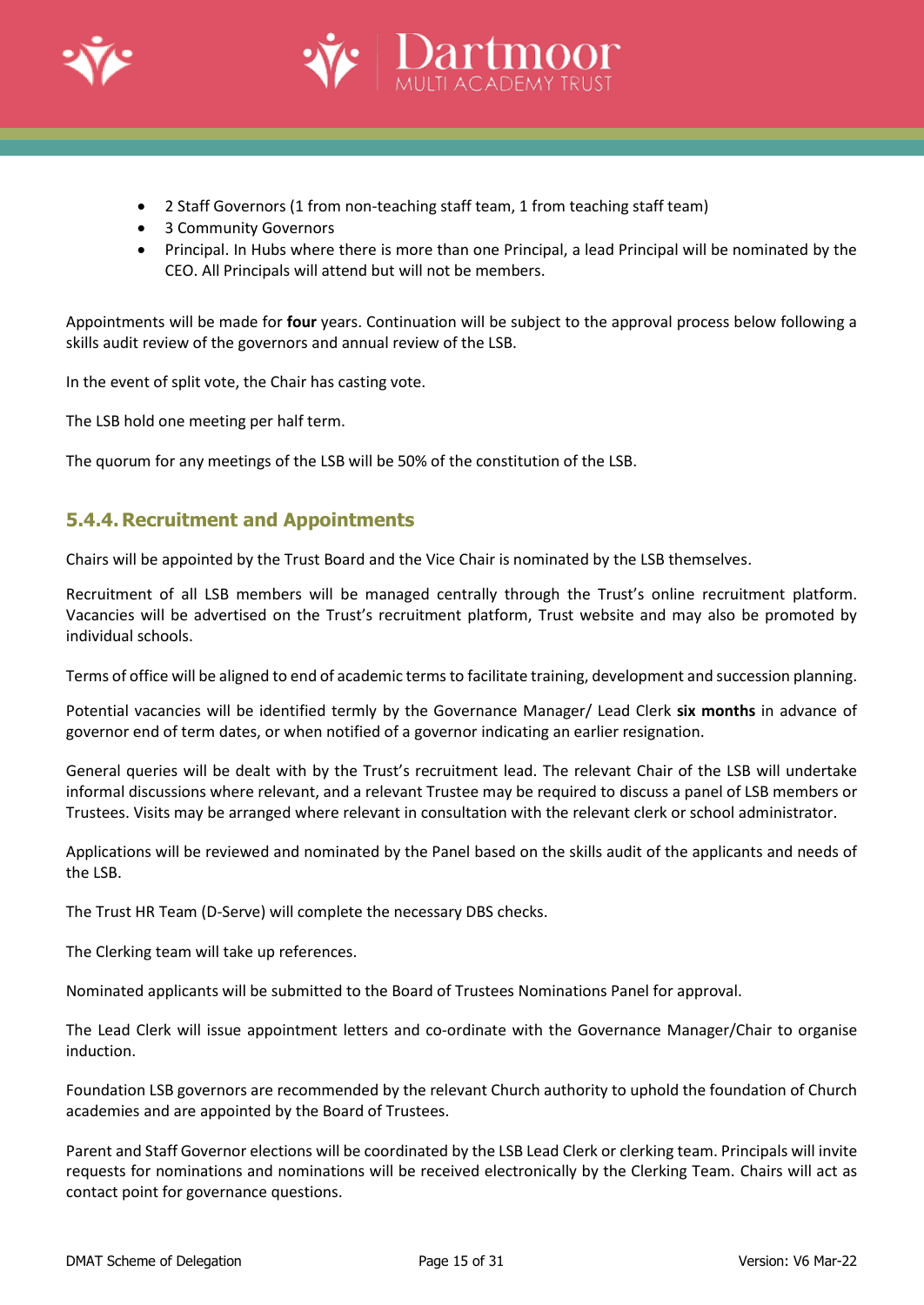- 2 Staff Governors (1 from non-teaching staff team, 1 from teaching staff team)
- 3 Community Governors
- Principal. In Hubs where there is more than one Principal, a lead Principal will be nominated by the CEO. All Principals will attend but will not be members.

Appointments will be made for **four** years. Continuation will be subject to the approval process below following a skills audit review of the governors and annual review of the LSB.

In the event of split vote, the Chair has casting vote.

The LSB hold one meeting per half term.

The quorum for any meetings of the LSB will be 50% of the constitution of the LSB.

### 5.4.4. Recruitment and Appointments

Chairs will be appointed by the Trust Board and the Vice Chair is nominated by the LSB themselves.

Recruitment of all LSB members will be managed centrally through the Trust's online recruitment platform. Vacancies will be advertised on the Trust's recruitment platform, Trust website and may also be promoted by individual schools.

Terms of office will be aligned to end of academic terms to facilitate training, development and succession planning.

Potential vacancies will be identified termly by the Governance Manager/ Lead Clerk **six months** in advance of governor end of term dates, or when notified of a governor indicating an earlier resignation.

General queries will be dealt with by the Trust's recruitment lead. The relevant Chair of the LSB will undertake informal discussions where relevant, and a relevant Trustee may be required to discuss a panel of LSB members or Trustees. Visits may be arranged where relevant in consultation with the relevant clerk or school administrator.

Applications will be reviewed and nominated by the Panel based on the skills audit of the applicants and needs of the LSB.

The Trust HR Team (D-Serve) will complete the necessary DBS checks.

The Clerking team will take up references.

Nominated applicants will be submitted to the Board of Trustees Nominations Panel for approval.

The Lead Clerk will issue appointment letters and co-ordinate with the Governance Manager/Chair to organise induction.

Foundation LSB governors are recommended by the relevant Church authority to uphold the foundation of Church academies and are appointed by the Board of Trustees.

Parent and Staff Governor elections will be coordinated by the LSB Lead Clerk or clerking team. Principals will invite requests for nominations and nominations will be received electronically by the Clerking Team. Chairs will act as contact point for governance questions.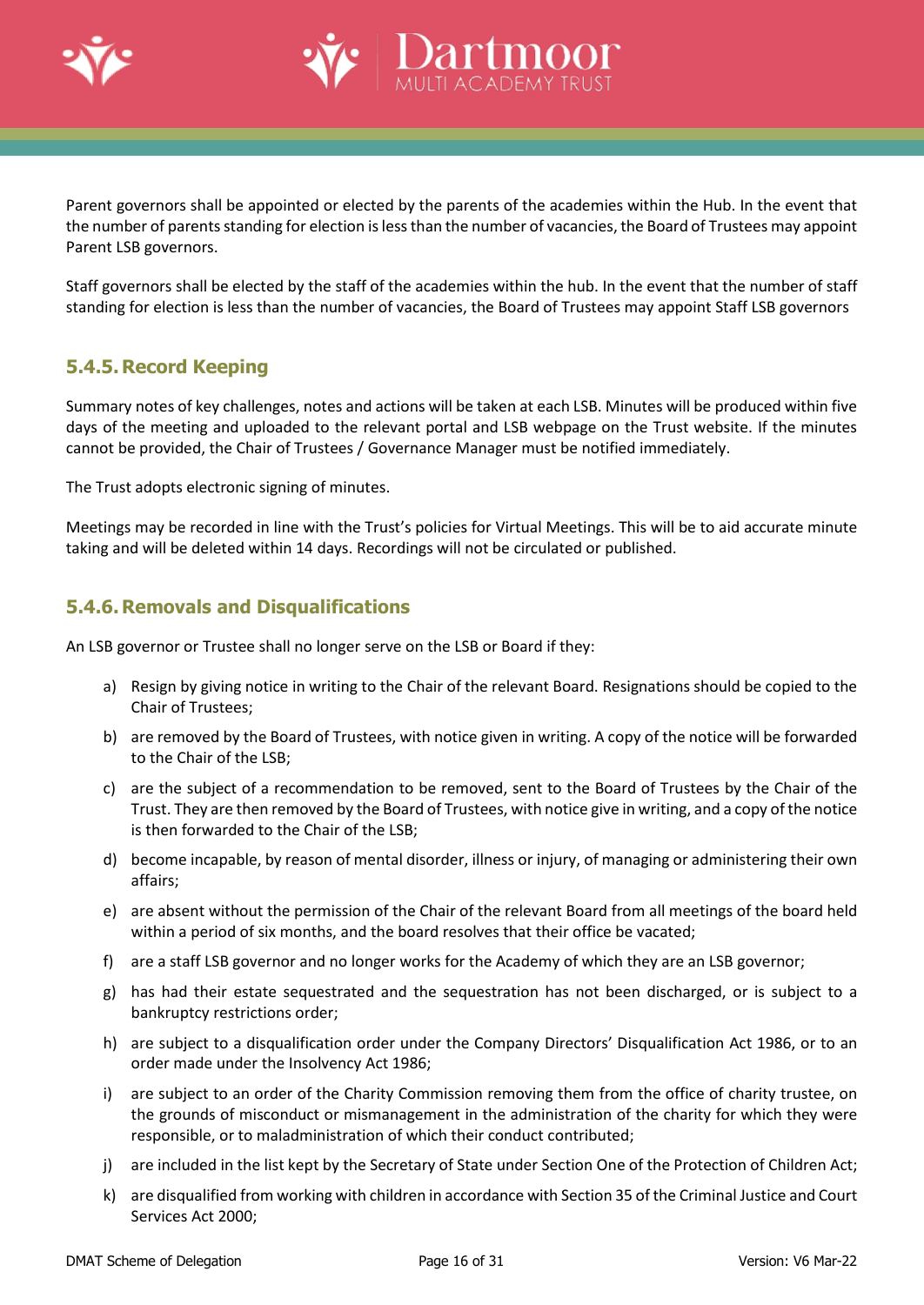Parent governors shall be appointed or elected by the parents of the academies within the Hub. In the event that the number of parents standing for election is less than the number of vacancies, the Board of Trustees may appoint Parent LSB governors.

Staff governors shall be elected by the staff of the academies within the hub. In the event that the number of staff standing for election is less than the number of vacancies, the Board of Trustees may appoint Staff LSB governors

### 5.4.5. Record Keeping

Summary notes of key challenges, notes and actions will be taken at each LSB. Minutes will be produced within five days of the meeting and uploaded to the relevant portal and LSB webpage on the Trust website. If the minutes cannot be provided, the Chair of Trustees / Governance Manager must be notified immediately.

The Trust adopts electronic signing of minutes.

Meetings may be recorded in line with the Trust's policies for Virtual Meetings. This will be to aid accurate minute taking and will be deleted within 14 days. Recordings will not be circulated or published.

### 5.4.6. Removals and Disqualifications

An LSB governor or Trustee shall no longer serve on the LSB or Board if they:

a) Resign by giving notice in writing to the Chair of the relevant Board. Resignations should be copied to the Chair of Trustees;

b) are removed by the Board of Trustees, with notice given in writing. A copy of the notice will be forwarded to the Chair of the LSB;

c) are the subject of a recommendation to be removed, sent to the Board of Trustees by the Chair of the Trust. They are then removed by the Board of Trustees, with notice give in writing, and a copy of the notice is then forwarded to the Chair of the LSB;

d) become incapable, by reason of mental disorder, illness or injury, of managing or administering their own affairs;

e) are absent without the permission of the Chair of the relevant Board from all meetings of the board held within a period of six months, and the board resolves that their office be vacated;

f) are a staff LSB governor and no longer works for the Academy of which they are an LSB governor;

g) has had their estate sequestrated and the sequestration has not been discharged, or is subject to a bankruptcy restrictions order;

h) are subject to a disqualification order under the Company Directors' Disqualification Act 1986, or to an order made under the Insolvency Act 1986;

i) are subject to an order of the Charity Commission removing them from the office of charity trustee, on the grounds of misconduct or mismanagement in the administration of the charity for which they were responsible, or to maladministration of which their conduct contributed;

j) are included in the list kept by the Secretary of State under Section One of the Protection of Children Act;

k) are disqualified from working with children in accordance with Section 35 of the Criminal Justice and Court Services Act 2000;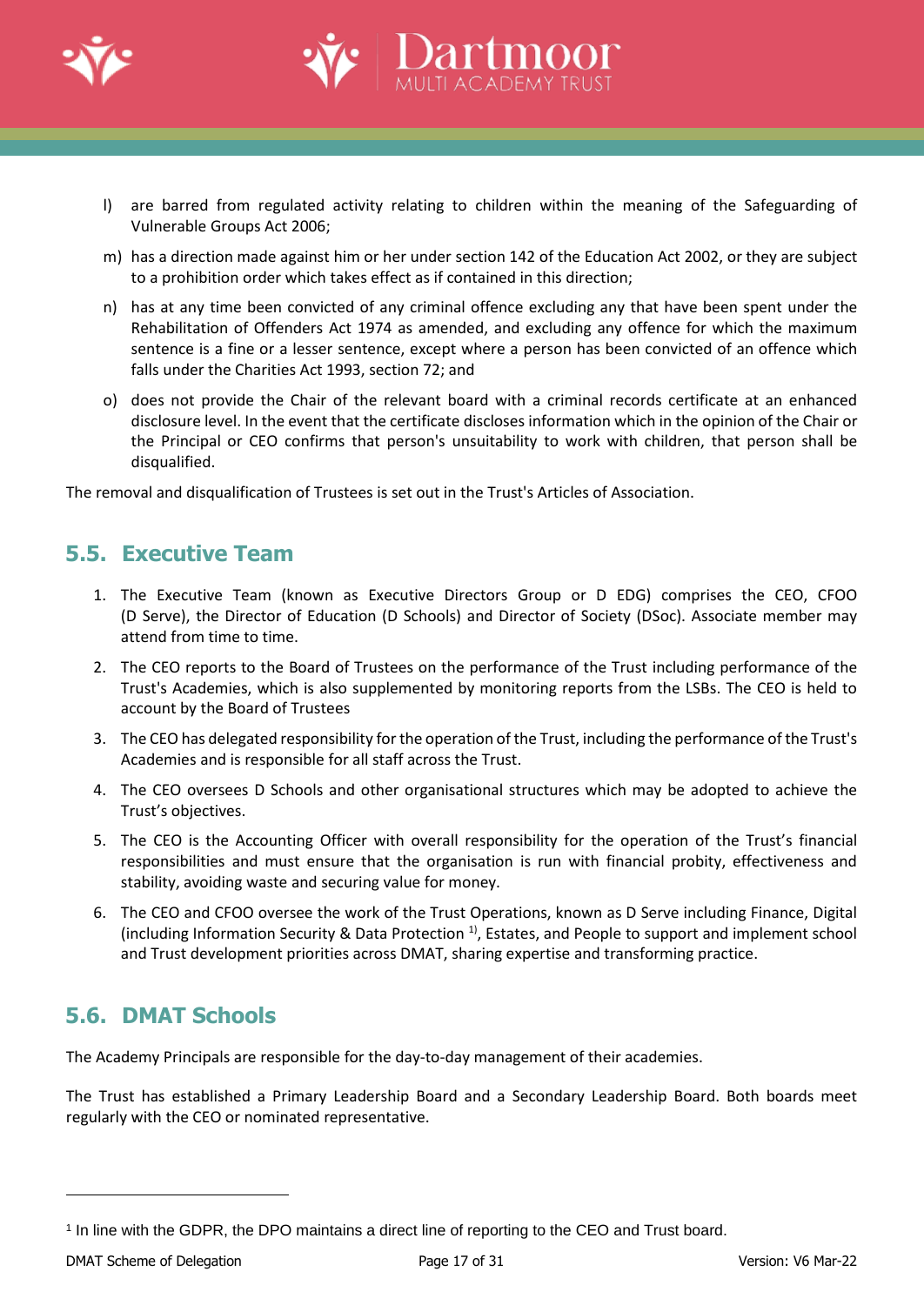l) are barred from regulated activity relating to children within the meaning of the Safeguarding of Vulnerable Groups Act 2006;

m) has a direction made against him or her under section 142 of the Education Act 2002, or they are subject to a prohibition order which takes effect as if contained in this direction;

n) has at any time been convicted of any criminal offence excluding any that have been spent under the Rehabilitation of Offenders Act 1974 as amended, and excluding any offence for which the maximum sentence is a fine or a lesser sentence, except where a person has been convicted of an offence which falls under the Charities Act 1993, section 72; and

o) does not provide the Chair of the relevant board with a criminal records certificate at an enhanced disclosure level. In the event that the certificate discloses information which in the opinion of the Chair or the Principal or CEO confirms that person's unsuitability to work with children, that person shall be disqualified.

The removal and disqualification of Trustees is set out in the Trust's Articles of Association.

## 5.5. Executive Team

1. The Executive Team (known as Executive Directors Group or D EDG) comprises the CEO, CFOO (D Serve), the Director of Education (D Schools) and Director of Society (DSoc). Associate member may attend from time to time.
2. The CEO reports to the Board of Trustees on the performance of the Trust including performance of the Trust's Academies, which is also supplemented by monitoring reports from the LSBs. The CEO is held to account by the Board of Trustees
3. The CEO has delegated responsibility for the operation of the Trust, including the performance of the Trust's Academies and is responsible for all staff across the Trust.
4. The CEO oversees D Schools and other organisational structures which may be adopted to achieve the Trust's objectives.
5. The CEO is the Accounting Officer with overall responsibility for the operation of the Trust's financial responsibilities and must ensure that the organisation is run with financial probity, effectiveness and stability, avoiding waste and securing value for money.
6. The CEO and CFOO oversee the work of the Trust Operations, known as D Serve including Finance, Digital (including Information Security & Data Protection [1]), Estates, and People to support and implement school and Trust development priorities across DMAT, sharing expertise and transforming practice.

## 5.6. DMAT Schools

The Academy Principals are responsible for the day-to-day management of their academies.

The Trust has established a Primary Leadership Board and a Secondary Leadership Board. Both boards meet regularly with the CEO or nominated representative.

---

[1] In line with the GDPR, the DPO maintains a direct line of reporting to the CEO and Trust board.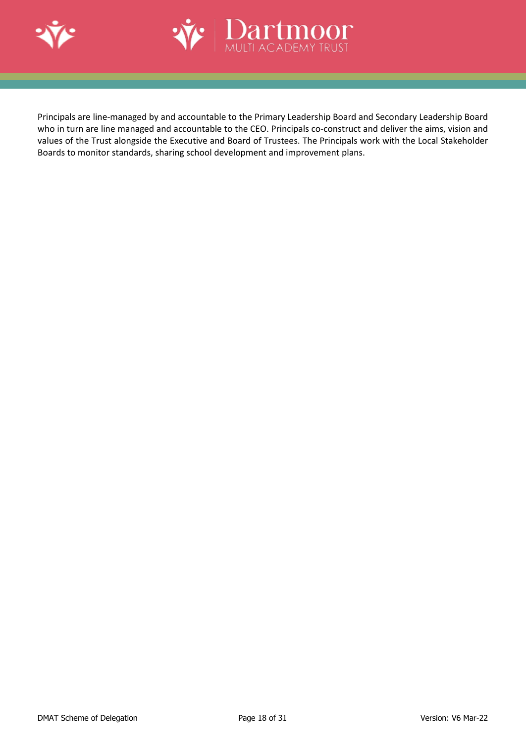Principals are line-managed by and accountable to the Primary Leadership Board and Secondary Leadership Board who in turn are line managed and accountable to the CEO. Principals co-construct and deliver the aims, vision and values of the Trust alongside the Executive and Board of Trustees. The Principals work with the Local Stakeholder Boards to monitor standards, sharing school development and improvement plans.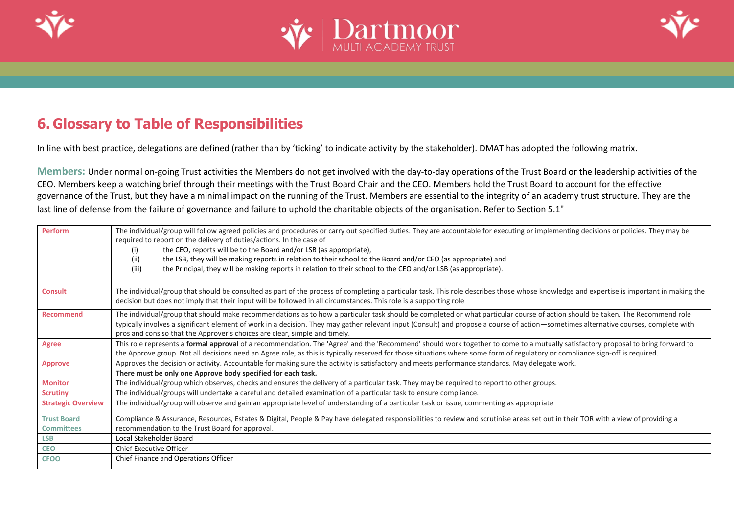## 6. Glossary to Table of Responsibilities

In line with best practice, delegations are defined (rather than by 'ticking' to indicate activity by the stakeholder). DMAT has adopted the following matrix.

**Members:** Under normal on-going Trust activities the Members do not get involved with the day-to-day operations of the Trust Board or the leadership activities of the CEO. Members keep a watching brief through their meetings with the Trust Board Chair and the CEO. Members hold the Trust Board to account for the effective governance of the Trust, but they have a minimal impact on the running of the Trust. Members are essential to the integrity of an academy trust structure. They are the last line of defense from the failure of governance and failure to uphold the charitable objects of the organisation. Refer to Section 5.1"

| | |
|---|---|
| **Perform** | The individual/group will follow agreed policies and procedures or carry out specified duties. They are accountable for executing or implementing decisions or policies. They may be required to report on the delivery of duties/actions. In the case of (i) the CEO, reports will be to the Board and/or LSB (as appropriate), (ii) the LSB, they will be making reports in relation to their school to the Board and/or CEO (as appropriate) and (iii) the Principal, they will be making reports in relation to their school to the CEO and/or LSB (as appropriate). |
| **Consult** | The individual/group that should be consulted as part of the process of completing a particular task. This role describes those whose knowledge and expertise is important in making the decision but does not imply that their input will be followed in all circumstances. This role is a supporting role |
| **Recommend** | The individual/group that should make recommendations as to how a particular task should be completed or what particular course of action should be taken. The Recommend role typically involves a significant element of work in a decision. They may gather relevant input (Consult) and propose a course of action—sometimes alternative courses, complete with pros and cons so that the Approver's choices are clear, simple and timely. |
| **Agree** | This role represents a **formal approval** of a recommendation. The 'Agree' and the 'Recommend' should work together to come to a mutually satisfactory proposal to bring forward to the Approve group. Not all decisions need an Agree role, as this is typically reserved for those situations where some form of regulatory or compliance sign-off is required. |
| **Approve** | Approves the decision or activity. Accountable for making sure the activity is satisfactory and meets performance standards. May delegate work. **There must be only one Approve body specified for each task.** |
| **Monitor** | The individual/group which observes, checks and ensures the delivery of a particular task. They may be required to report to other groups. |
| **Scrutiny** | The individual/groups will undertake a careful and detailed examination of a particular task to ensure compliance. |
| **Strategic Overview** | The individual/group will observe and gain an appropriate level of understanding of a particular task or issue, commenting as appropriate |
| **Trust Board Committees** | Compliance & Assurance, Resources, Estates & Digital, People & Pay have delegated responsibilities to review and scrutinise areas set out in their TOR with a view of providing a recommendation to the Trust Board for approval. |
| **LSB** | Local Stakeholder Board |
| **CEO** | Chief Executive Officer |
| **CFOO** | Chief Finance and Operations Officer |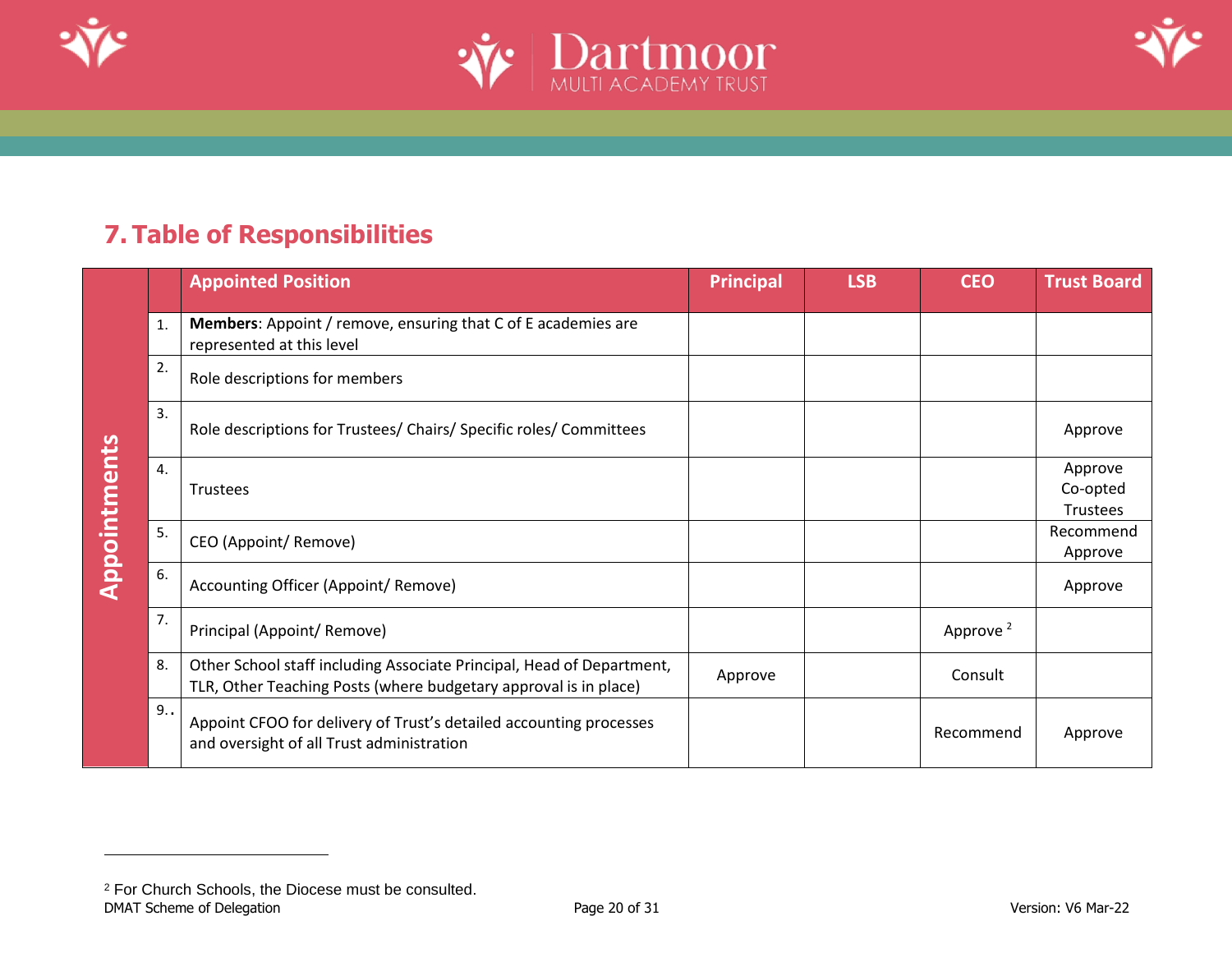## 7. Table of Responsibilities

| | | Appointed Position | Principal | LSB | CEO | Trust Board |
|---|---|---|---|---|---|---|
| Appointments | 1. | **Members**: Appoint / remove, ensuring that C of E academies are represented at this level | | | | |
| | 2. | Role descriptions for members | | | | |
| | 3. | Role descriptions for Trustees/ Chairs/ Specific roles/ Committees | | | | Approve |
| | 4. | Trustees | | | | Approve Co-opted Trustees |
| | 5. | CEO (Appoint/ Remove) | | | | Recommend Approve |
| | 6. | Accounting Officer (Appoint/ Remove) | | | | Approve |
| | 7. | Principal (Appoint/ Remove) | | | Approve [2] | |
| | 8. | Other School staff including Associate Principal, Head of Department, TLR, Other Teaching Posts (where budgetary approval is in place) | Approve | | Consult | |
| | 9.. | Appoint CFOO for delivery of Trust's detailed accounting processes and oversight of all Trust administration | | | Recommend | Approve |

[2] For Church Schools, the Diocese must be consulted.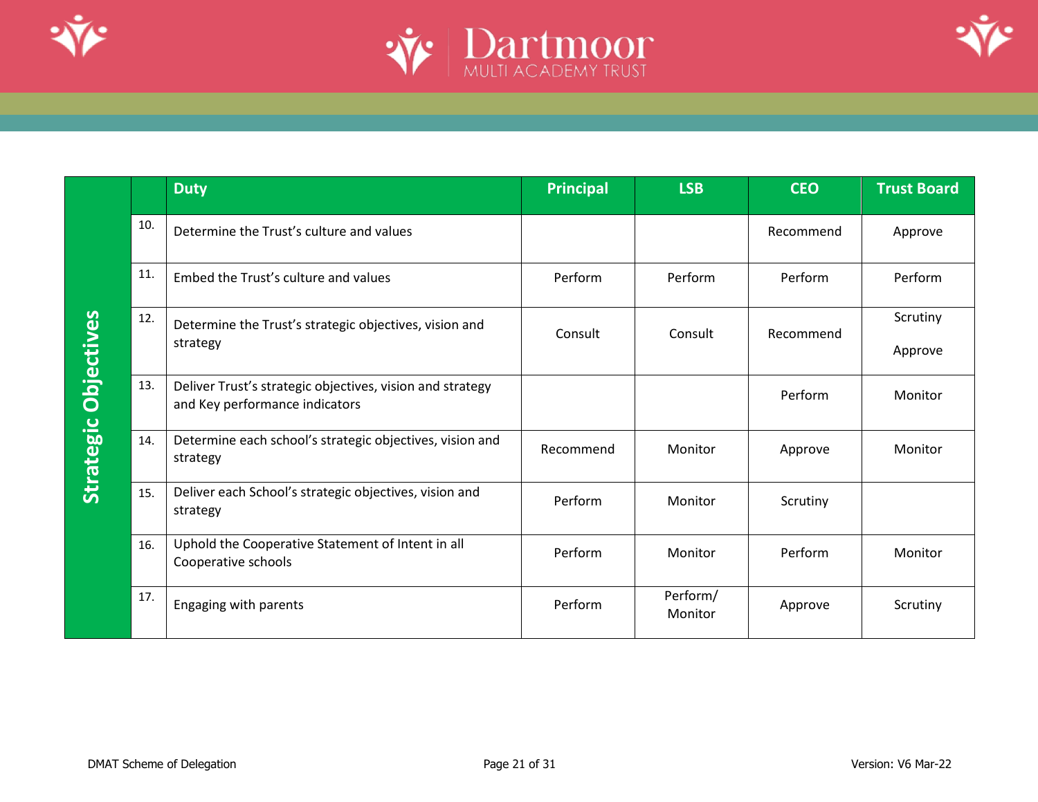| Strategic Objectives | | Duty | Principal | LSB | CEO | Trust Board |
|---|---|---|---|---|---|---|
| | 10. | Determine the Trust's culture and values | | | Recommend | Approve |
| | 11. | Embed the Trust's culture and values | Perform | Perform | Perform | Perform |
| | 12. | Determine the Trust's strategic objectives, vision and strategy | Consult | Consult | Recommend | Scrutiny<br><br>Approve |
| | 13. | Deliver Trust's strategic objectives, vision and strategy and Key performance indicators | | | Perform | Monitor |
| | 14. | Determine each school's strategic objectives, vision and strategy | Recommend | Monitor | Approve | Monitor |
| | 15. | Deliver each School's strategic objectives, vision and strategy | Perform | Monitor | Scrutiny | |
| | 16. | Uphold the Cooperative Statement of Intent in all Cooperative schools | Perform | Monitor | Perform | Monitor |
| | 17. | Engaging with parents | Perform | Perform/ Monitor | Approve | Scrutiny |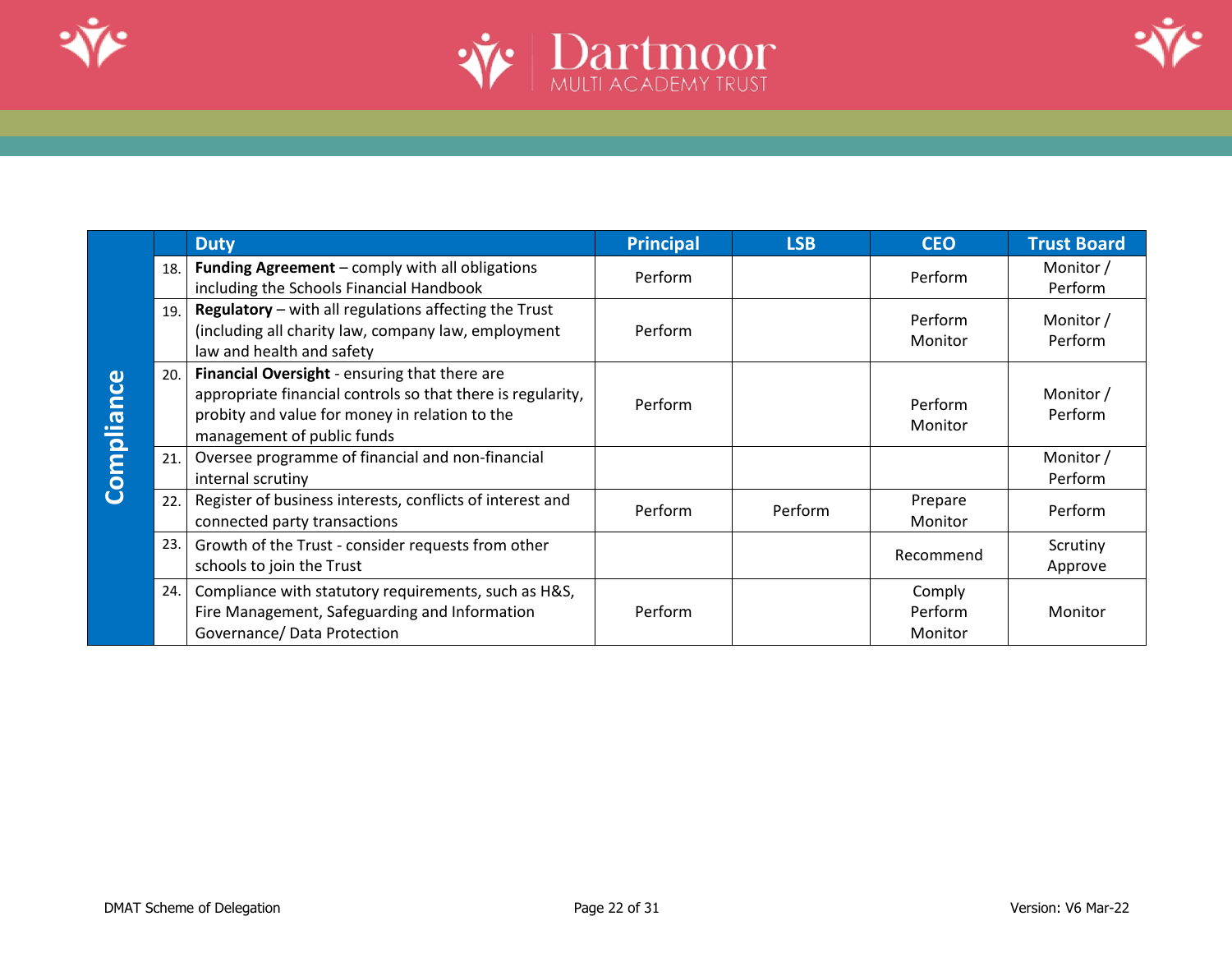| | | Duty | Principal | LSB | CEO | Trust Board |
|---|---|---|---|---|---|---|
| **Compliance** | 18. | **Funding Agreement** – comply with all obligations including the Schools Financial Handbook | Perform | | Perform | Monitor / Perform |
| | 19. | **Regulatory** – with all regulations affecting the Trust (including all charity law, company law, employment law and health and safety | Perform | | Perform Monitor | Monitor / Perform |
| | 20. | **Financial Oversight** - ensuring that there are appropriate financial controls so that there is regularity, probity and value for money in relation to the management of public funds | Perform | | Perform Monitor | Monitor / Perform |
| | 21. | Oversee programme of financial and non-financial internal scrutiny | | | | Monitor / Perform |
| | 22. | Register of business interests, conflicts of interest and connected party transactions | Perform | Perform | Prepare Monitor | Perform |
| | 23. | Growth of the Trust - consider requests from other schools to join the Trust | | | Recommend | Scrutiny Approve |
| | 24. | Compliance with statutory requirements, such as H&S, Fire Management, Safeguarding and Information Governance/ Data Protection | Perform | | Comply Perform Monitor | Monitor |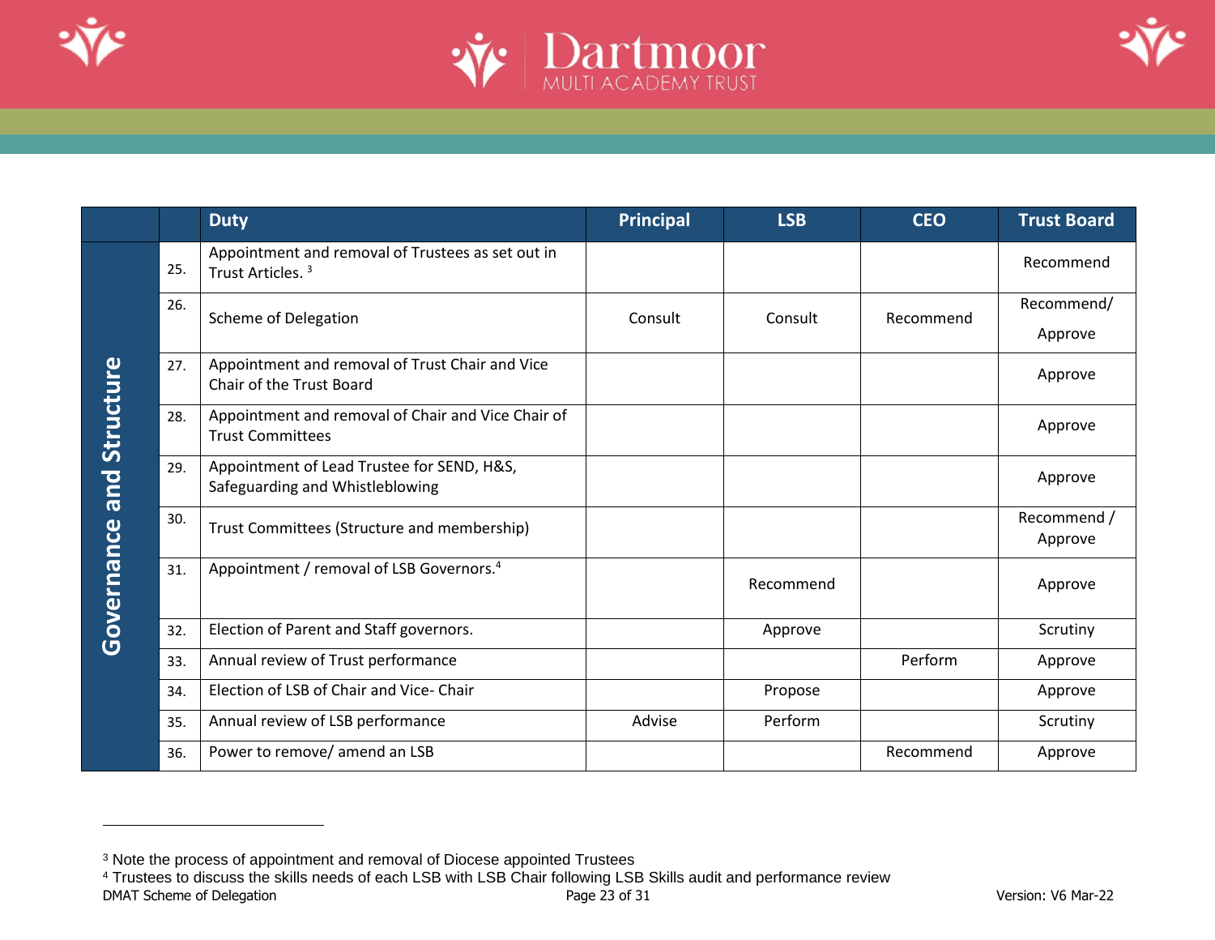| | | Duty | Principal | LSB | CEO | Trust Board |
|---|---|---|---|---|---|---|
| Governance and Structure | 25. | Appointment and removal of Trustees as set out in Trust Articles. [3] | | | | Recommend |
| | 26. | Scheme of Delegation | Consult | Consult | Recommend | Recommend/ Approve |
| | 27. | Appointment and removal of Trust Chair and Vice Chair of the Trust Board | | | | Approve |
| | 28. | Appointment and removal of Chair and Vice Chair of Trust Committees | | | | Approve |
| | 29. | Appointment of Lead Trustee for SEND, H&S, Safeguarding and Whistleblowing | | | | Approve |
| | 30. | Trust Committees (Structure and membership) | | | | Recommend / Approve |
| | 31. | Appointment / removal of LSB Governors.[4] | | Recommend | | Approve |
| | 32. | Election of Parent and Staff governors. | | Approve | | Scrutiny |
| | 33. | Annual review of Trust performance | | | Perform | Approve |
| | 34. | Election of LSB of Chair and Vice- Chair | | Propose | | Approve |
| | 35. | Annual review of LSB performance | Advise | Perform | | Scrutiny |
| | 36. | Power to remove/ amend an LSB | | | Recommend | Approve |

[3] Note the process of appointment and removal of Diocese appointed Trustees

[4] Trustees to discuss the skills needs of each LSB with LSB Chair following LSB Skills audit and performance review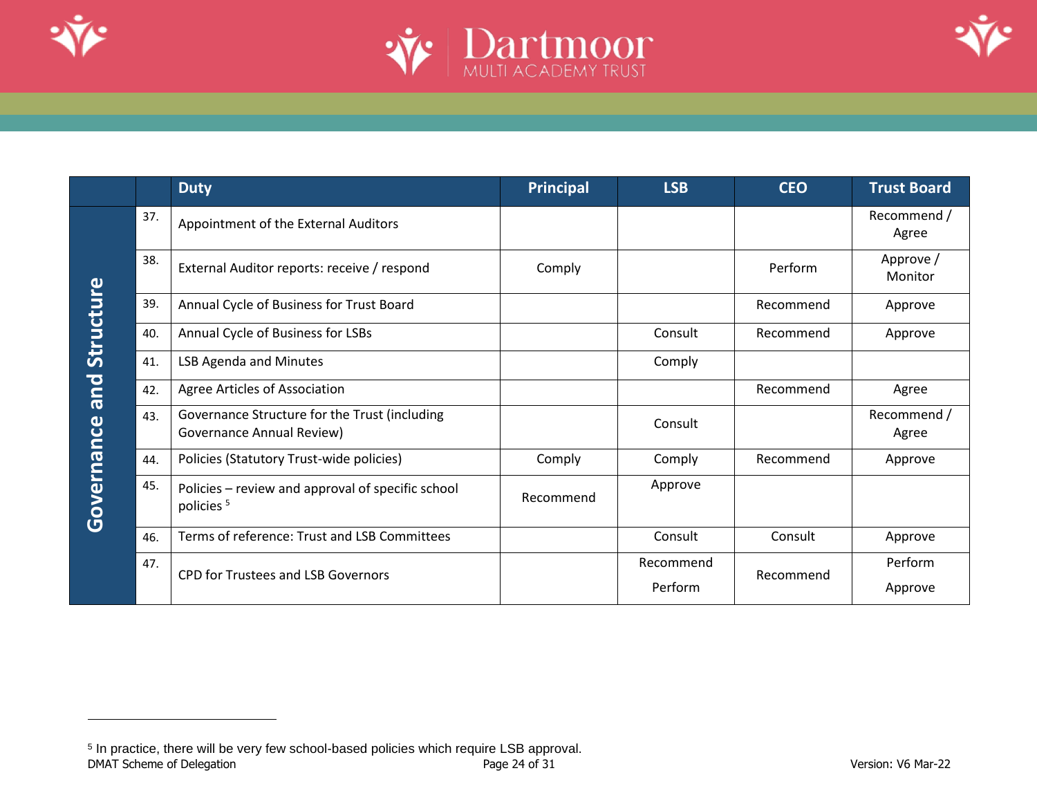| | | Duty | Principal | LSB | CEO | Trust Board |
|---|---|---|---|---|---|---|
| Governance and Structure | 37. | Appointment of the External Auditors | | | | Recommend / Agree |
| | 38. | External Auditor reports: receive / respond | Comply | | Perform | Approve / Monitor |
| | 39. | Annual Cycle of Business for Trust Board | | | Recommend | Approve |
| | 40. | Annual Cycle of Business for LSBs | | Consult | Recommend | Approve |
| | 41. | LSB Agenda and Minutes | | Comply | | |
| | 42. | Agree Articles of Association | | | Recommend | Agree |
| | 43. | Governance Structure for the Trust (including Governance Annual Review) | | Consult | | Recommend / Agree |
| | 44. | Policies (Statutory Trust-wide policies) | Comply | Comply | Recommend | Approve |
| | 45. | Policies – review and approval of specific school policies [5] | Recommend | Approve | | |
| | 46. | Terms of reference: Trust and LSB Committees | | Consult | Consult | Approve |
| | 47. | CPD for Trustees and LSB Governors | | Recommend Perform | Recommend | Perform Approve |

[5] In practice, there will be very few school-based policies which require LSB approval.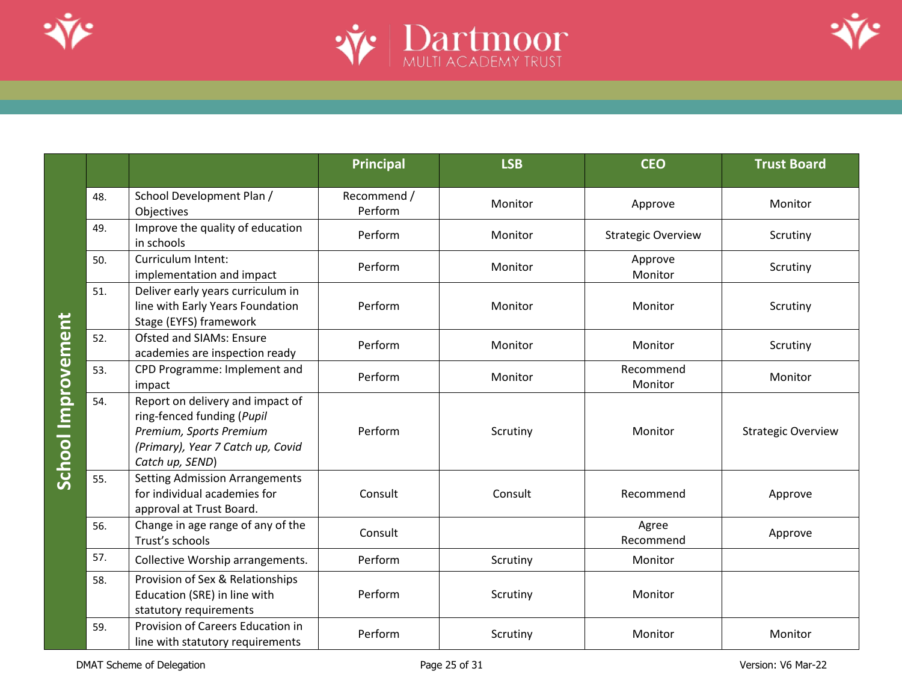| School Improvement | | | Principal | LSB | CEO | Trust Board |
|---|---|---|---|---|---|---|
| | 48. | School Development Plan / Objectives | Recommend / Perform | Monitor | Approve | Monitor |
| | 49. | Improve the quality of education in schools | Perform | Monitor | Strategic Overview | Scrutiny |
| | 50. | Curriculum Intent: implementation and impact | Perform | Monitor | Approve Monitor | Scrutiny |
| | 51. | Deliver early years curriculum in line with Early Years Foundation Stage (EYFS) framework | Perform | Monitor | Monitor | Scrutiny |
| | 52. | Ofsted and SIAMs: Ensure academies are inspection ready | Perform | Monitor | Monitor | Scrutiny |
| | 53. | CPD Programme: Implement and impact | Perform | Monitor | Recommend Monitor | Monitor |
| | 54. | Report on delivery and impact of ring-fenced funding (*Pupil Premium, Sports Premium (Primary), Year 7 Catch up, Covid Catch up, SEND*) | Perform | Scrutiny | Monitor | Strategic Overview |
| | 55. | Setting Admission Arrangements for individual academies for approval at Trust Board. | Consult | Consult | Recommend | Approve |
| | 56. | Change in age range of any of the Trust's schools | Consult | | Agree Recommend | Approve |
| | 57. | Collective Worship arrangements. | Perform | Scrutiny | Monitor | |
| | 58. | Provision of Sex & Relationships Education (SRE) in line with statutory requirements | Perform | Scrutiny | Monitor | |
| | 59. | Provision of Careers Education in line with statutory requirements | Perform | Scrutiny | Monitor | Monitor |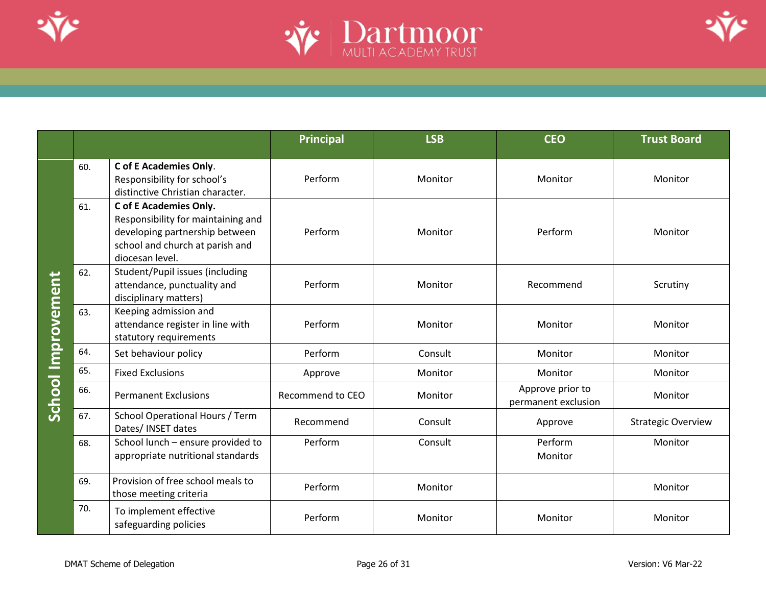| | | | Principal | LSB | CEO | Trust Board |
|---|---|---|---|---|---|---|
| School Improvement | 60. | **C of E Academies Only**. Responsibility for school's distinctive Christian character. | Perform | Monitor | Monitor | Monitor |
| | 61. | **C of E Academies Only.** Responsibility for maintaining and developing partnership between school and church at parish and diocesan level. | Perform | Monitor | Perform | Monitor |
| | 62. | Student/Pupil issues (including attendance, punctuality and disciplinary matters) | Perform | Monitor | Recommend | Scrutiny |
| | 63. | Keeping admission and attendance register in line with statutory requirements | Perform | Monitor | Monitor | Monitor |
| | 64. | Set behaviour policy | Perform | Consult | Monitor | Monitor |
| | 65. | Fixed Exclusions | Approve | Monitor | Monitor | Monitor |
| | 66. | Permanent Exclusions | Recommend to CEO | Monitor | Approve prior to permanent exclusion | Monitor |
| | 67. | School Operational Hours / Term Dates/ INSET dates | Recommend | Consult | Approve | Strategic Overview |
| | 68. | School lunch – ensure provided to appropriate nutritional standards | Perform | Consult | Perform Monitor | Monitor |
| | 69. | Provision of free school meals to those meeting criteria | Perform | Monitor | | Monitor |
| | 70. | To implement effective safeguarding policies | Perform | Monitor | Monitor | Monitor |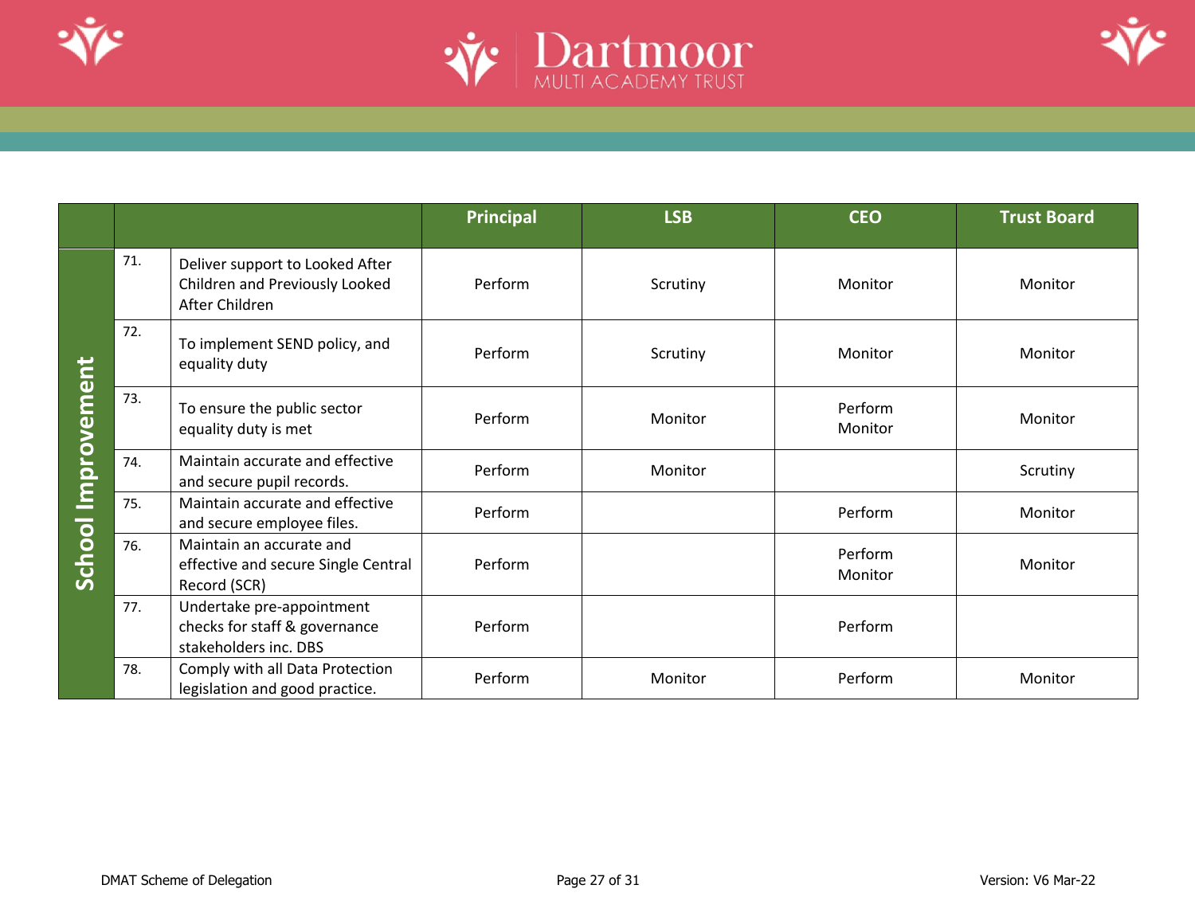| | | | Principal | LSB | CEO | Trust Board |
|---|---|---|---|---|---|---|
| School Improvement | 71. | Deliver support to Looked After Children and Previously Looked After Children | Perform | Scrutiny | Monitor | Monitor |
| | 72. | To implement SEND policy, and equality duty | Perform | Scrutiny | Monitor | Monitor |
| | 73. | To ensure the public sector equality duty is met | Perform | Monitor | Perform Monitor | Monitor |
| | 74. | Maintain accurate and effective and secure pupil records. | Perform | Monitor | | Scrutiny |
| | 75. | Maintain accurate and effective and secure employee files. | Perform | | Perform | Monitor |
| | 76. | Maintain an accurate and effective and secure Single Central Record (SCR) | Perform | | Perform Monitor | Monitor |
| | 77. | Undertake pre-appointment checks for staff & governance stakeholders inc. DBS | Perform | | Perform | |
| | 78. | Comply with all Data Protection legislation and good practice. | Perform | Monitor | Perform | Monitor |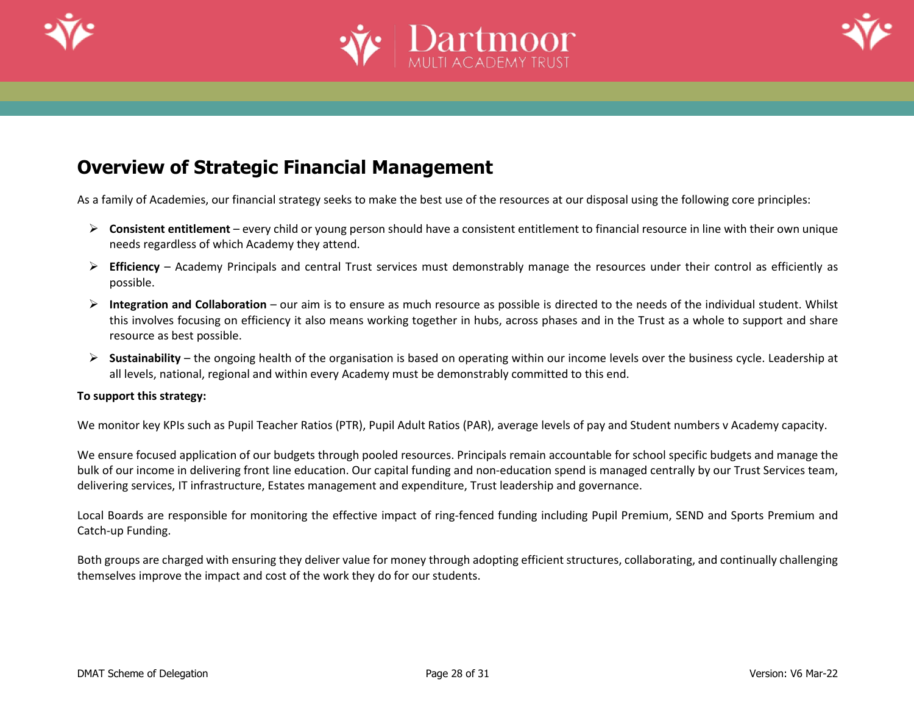## Overview of Strategic Financial Management

As a family of Academies, our financial strategy seeks to make the best use of the resources at our disposal using the following core principles:

- **Consistent entitlement** – every child or young person should have a consistent entitlement to financial resource in line with their own unique needs regardless of which Academy they attend.
- **Efficiency** – Academy Principals and central Trust services must demonstrably manage the resources under their control as efficiently as possible.
- **Integration and Collaboration** – our aim is to ensure as much resource as possible is directed to the needs of the individual student. Whilst this involves focusing on efficiency it also means working together in hubs, across phases and in the Trust as a whole to support and share resource as best possible.
- **Sustainability** – the ongoing health of the organisation is based on operating within our income levels over the business cycle. Leadership at all levels, national, regional and within every Academy must be demonstrably committed to this end.

**To support this strategy:**

We monitor key KPIs such as Pupil Teacher Ratios (PTR), Pupil Adult Ratios (PAR), average levels of pay and Student numbers v Academy capacity.

We ensure focused application of our budgets through pooled resources. Principals remain accountable for school specific budgets and manage the bulk of our income in delivering front line education. Our capital funding and non-education spend is managed centrally by our Trust Services team, delivering services, IT infrastructure, Estates management and expenditure, Trust leadership and governance.

Local Boards are responsible for monitoring the effective impact of ring-fenced funding including Pupil Premium, SEND and Sports Premium and Catch-up Funding.

Both groups are charged with ensuring they deliver value for money through adopting efficient structures, collaborating, and continually challenging themselves improve the impact and cost of the work they do for our students.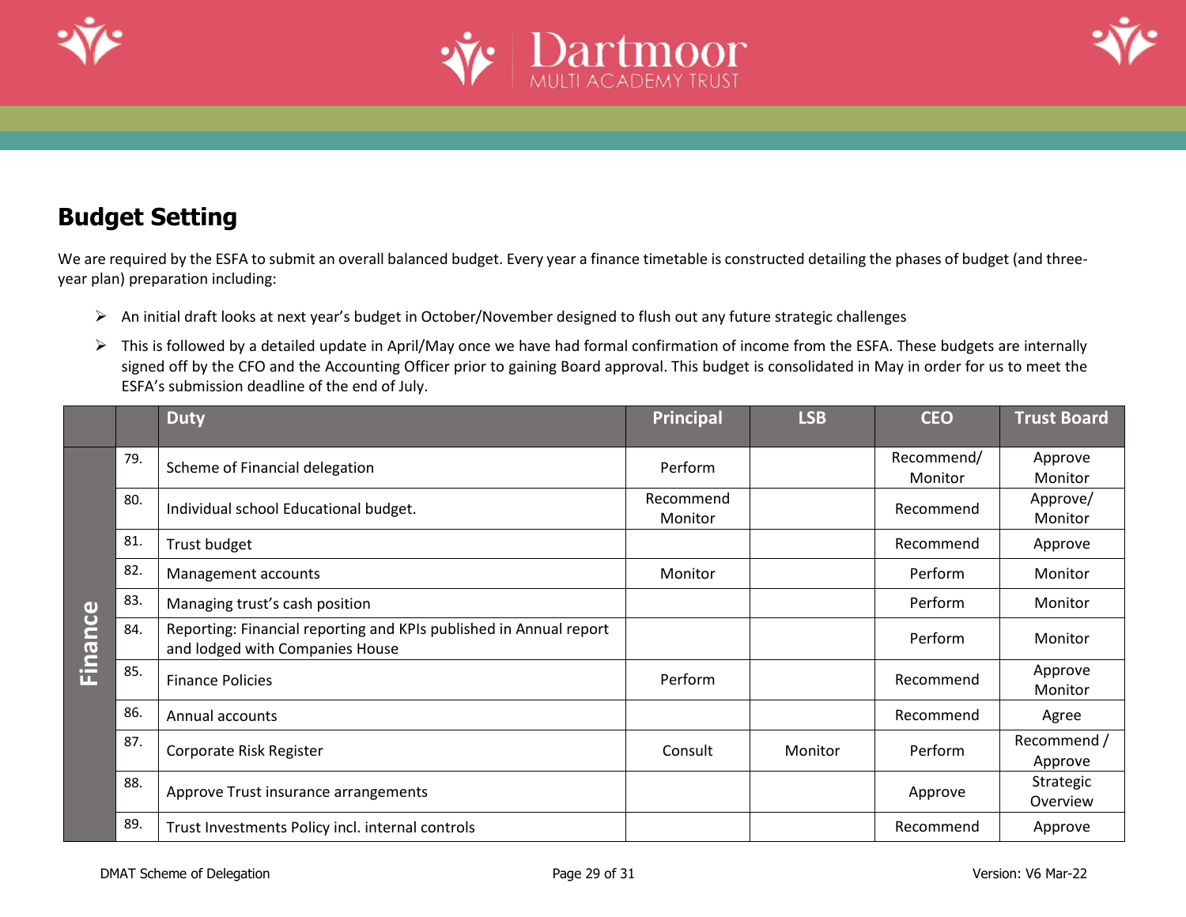## Budget Setting

We are required by the ESFA to submit an overall balanced budget. Every year a finance timetable is constructed detailing the phases of budget (and three-year plan) preparation including:

- An initial draft looks at next year's budget in October/November designed to flush out any future strategic challenges
- This is followed by a detailed update in April/May once we have had formal confirmation of income from the ESFA. These budgets are internally signed off by the CFO and the Accounting Officer prior to gaining Board approval. This budget is consolidated in May in order for us to meet the ESFA's submission deadline of the end of July.

| | | Duty | Principal | LSB | CEO | Trust Board |
|---|---|---|---|---|---|---|
| Finance | 79. | Scheme of Financial delegation | Perform | | Recommend/ Monitor | Approve Monitor |
| | 80. | Individual school Educational budget. | Recommend Monitor | | Recommend | Approve/ Monitor |
| | 81. | Trust budget | | | Recommend | Approve |
| | 82. | Management accounts | Monitor | | Perform | Monitor |
| | 83. | Managing trust's cash position | | | Perform | Monitor |
| | 84. | Reporting: Financial reporting and KPIs published in Annual report and lodged with Companies House | | | Perform | Monitor |
| | 85. | Finance Policies | Perform | | Recommend | Approve Monitor |
| | 86. | Annual accounts | | | Recommend | Agree |
| | 87. | Corporate Risk Register | Consult | Monitor | Perform | Recommend / Approve |
| | 88. | Approve Trust insurance arrangements | | | Approve | Strategic Overview |
| | 89. | Trust Investments Policy incl. internal controls | | | Recommend | Approve |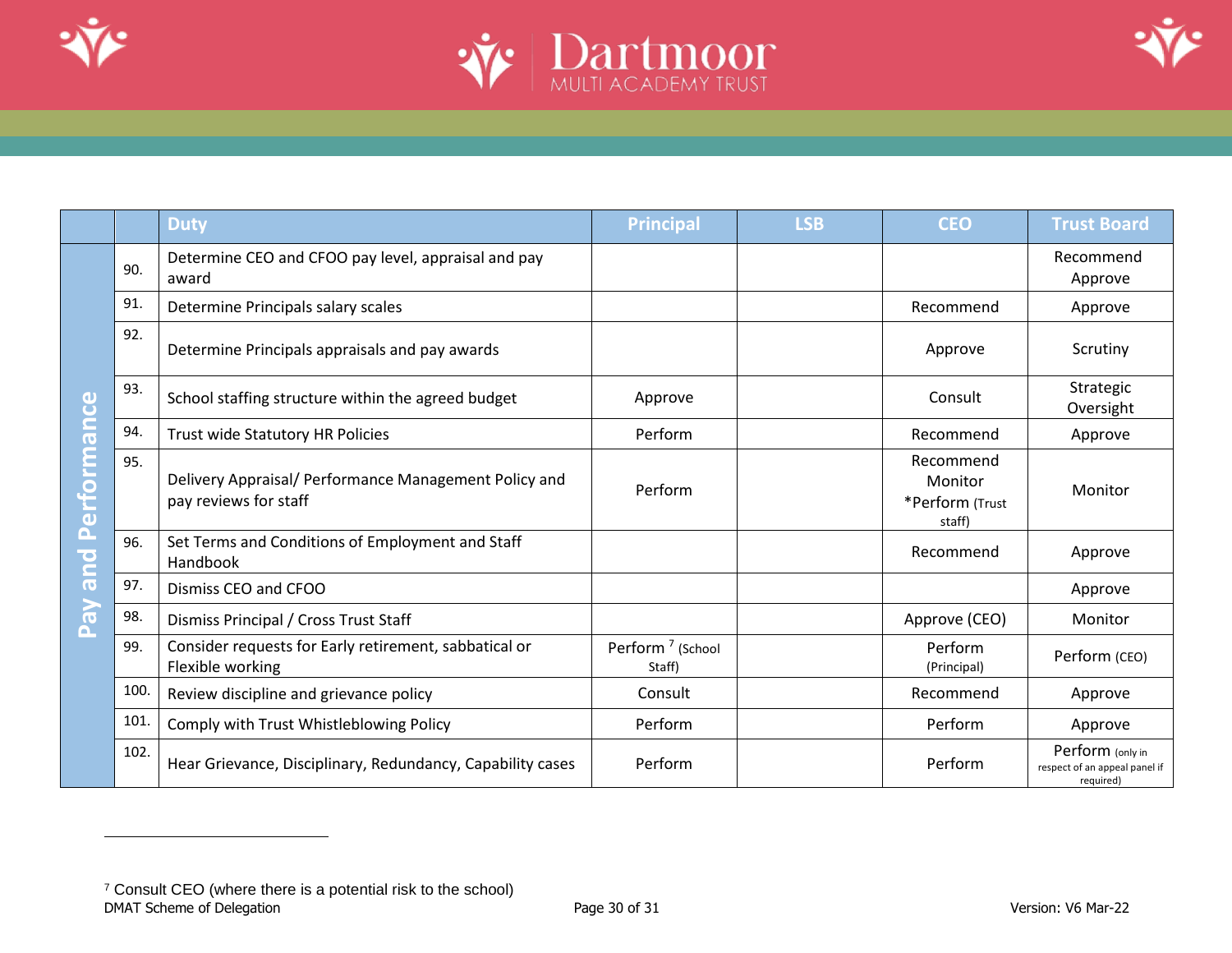| | | Duty | Principal | LSB | CEO | Trust Board |
|---|---|---|---|---|---|---|
| Pay and Performance | 90. | Determine CEO and CFOO pay level, appraisal and pay award | | | | Recommend Approve |
| | 91. | Determine Principals salary scales | | | Recommend | Approve |
| | 92. | Determine Principals appraisals and pay awards | | | Approve | Scrutiny |
| | 93. | School staffing structure within the agreed budget | Approve | | Consult | Strategic Oversight |
| | 94. | Trust wide Statutory HR Policies | Perform | | Recommend | Approve |
| | 95. | Delivery Appraisal/ Performance Management Policy and pay reviews for staff | Perform | | Recommend Monitor *Perform (Trust staff) | Monitor |
| | 96. | Set Terms and Conditions of Employment and Staff Handbook | | | Recommend | Approve |
| | 97. | Dismiss CEO and CFOO | | | | Approve |
| | 98. | Dismiss Principal / Cross Trust Staff | | | Approve (CEO) | Monitor |
| | 99. | Consider requests for Early retirement, sabbatical or Flexible working | Perform [7] (School Staff) | | Perform (Principal) | Perform (CEO) |
| | 100. | Review discipline and grievance policy | Consult | | Recommend | Approve |
| | 101. | Comply with Trust Whistleblowing Policy | Perform | | Perform | Approve |
| | 102. | Hear Grievance, Disciplinary, Redundancy, Capability cases | Perform | | Perform | Perform (only in respect of an appeal panel if required) |

[7] Consult CEO (where there is a potential risk to the school)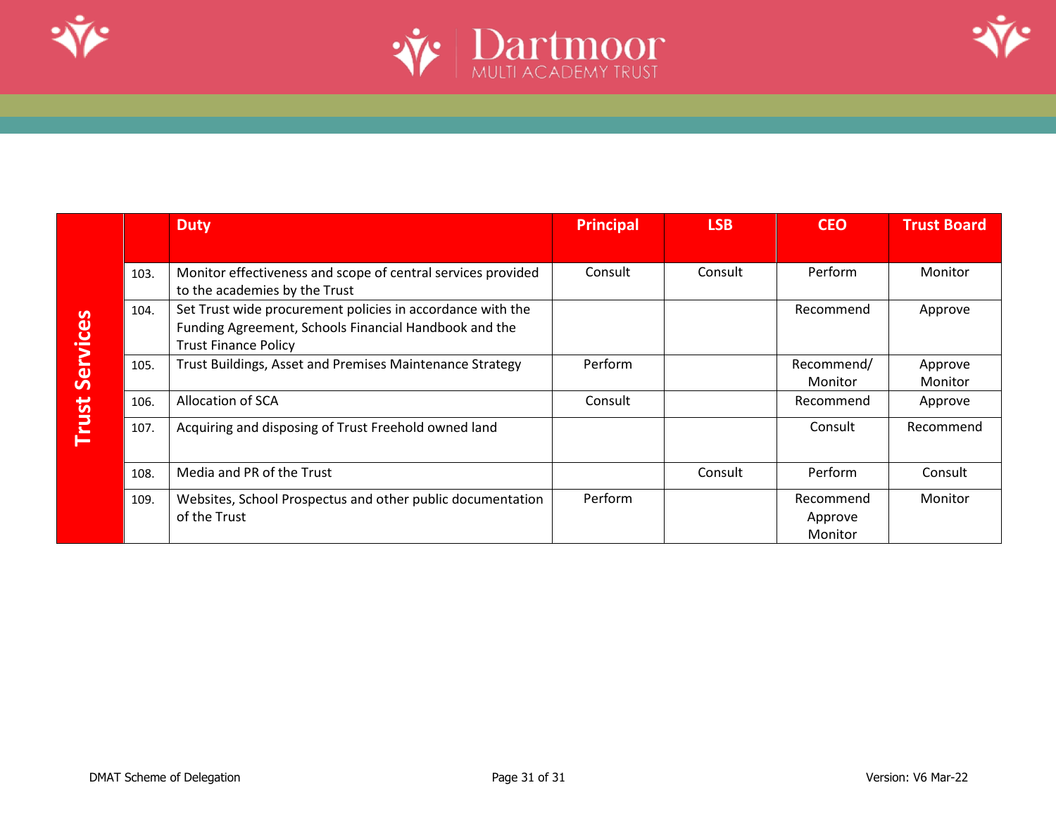| Trust Services | | Duty | Principal | LSB | CEO | Trust Board |
|---|---|---|---|---|---|---|
| | 103. | Monitor effectiveness and scope of central services provided to the academies by the Trust | Consult | Consult | Perform | Monitor |
| | 104. | Set Trust wide procurement policies in accordance with the Funding Agreement, Schools Financial Handbook and the Trust Finance Policy | | | Recommend | Approve |
| | 105. | Trust Buildings, Asset and Premises Maintenance Strategy | Perform | | Recommend/ Monitor | Approve Monitor |
| | 106. | Allocation of SCA | Consult | | Recommend | Approve |
| | 107. | Acquiring and disposing of Trust Freehold owned land | | | Consult | Recommend |
| | 108. | Media and PR of the Trust | | Consult | Perform | Consult |
| | 109. | Websites, School Prospectus and other public documentation of the Trust | Perform | | Recommend Approve Monitor | Monitor |